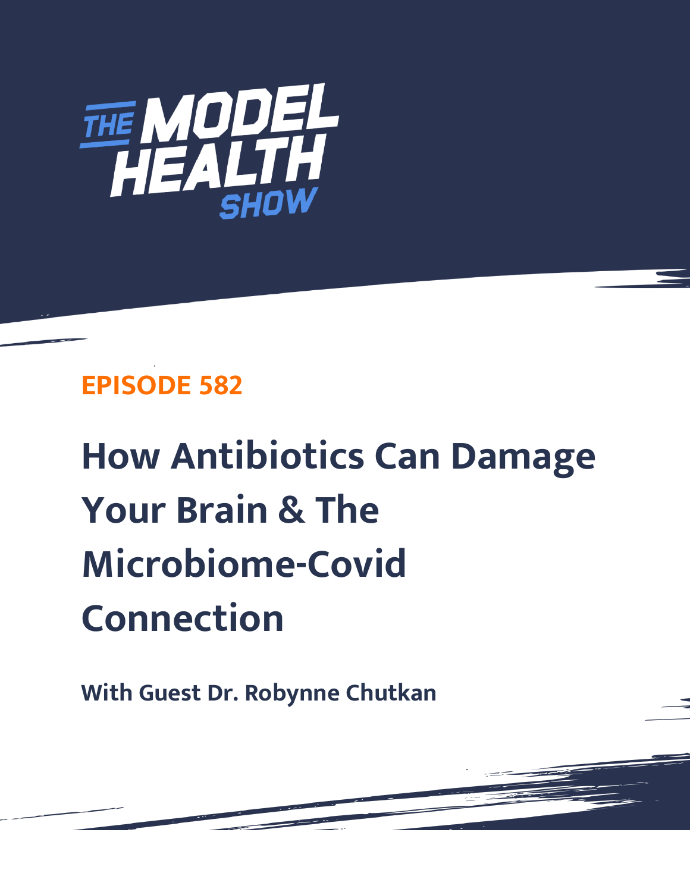# THE MODEL HEALTH SHOW

## EPISODE 582

# How Antibiotics Can Damage Your Brain & The Microbiome-Covid Connection

**With Guest Dr. Robynne Chutkan**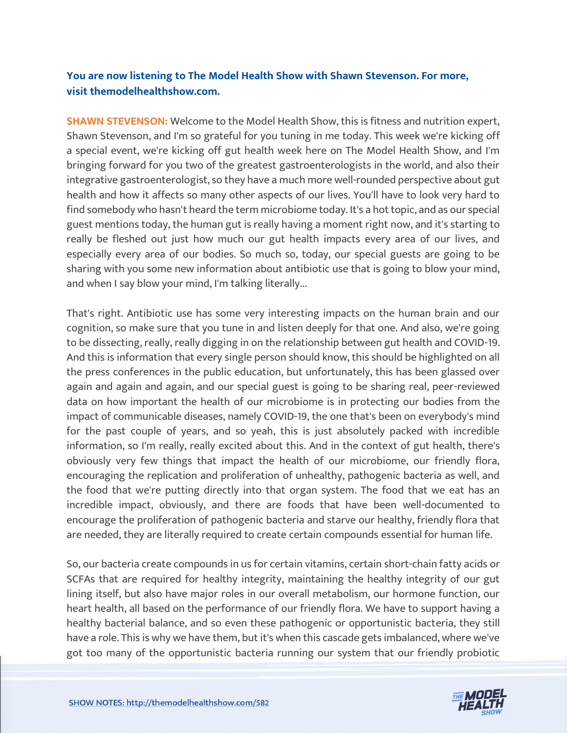**You are now listening to The Model Health Show with Shawn Stevenson. For more, visit themodelhealthshow.com.**

**SHAWN STEVENSON:** Welcome to the Model Health Show, this is fitness and nutrition expert, Shawn Stevenson, and I'm so grateful for you tuning in me today. This week we're kicking off a special event, we're kicking off gut health week here on The Model Health Show, and I'm bringing forward for you two of the greatest gastroenterologists in the world, and also their integrative gastroenterologist, so they have a much more well-rounded perspective about gut health and how it affects so many other aspects of our lives. You'll have to look very hard to find somebody who hasn't heard the term microbiome today. It's a hot topic, and as our special guest mentions today, the human gut is really having a moment right now, and it's starting to really be fleshed out just how much our gut health impacts every area of our lives, and especially every area of our bodies. So much so, today, our special guests are going to be sharing with you some new information about antibiotic use that is going to blow your mind, and when I say blow your mind, I'm talking literally...

That's right. Antibiotic use has some very interesting impacts on the human brain and our cognition, so make sure that you tune in and listen deeply for that one. And also, we're going to be dissecting, really, really digging in on the relationship between gut health and COVID-19. And this is information that every single person should know, this should be highlighted on all the press conferences in the public education, but unfortunately, this has been glassed over again and again and again, and our special guest is going to be sharing real, peer-reviewed data on how important the health of our microbiome is in protecting our bodies from the impact of communicable diseases, namely COVID-19, the one that's been on everybody's mind for the past couple of years, and so yeah, this is just absolutely packed with incredible information, so I'm really, really excited about this. And in the context of gut health, there's obviously very few things that impact the health of our microbiome, our friendly flora, encouraging the replication and proliferation of unhealthy, pathogenic bacteria as well, and the food that we're putting directly into that organ system. The food that we eat has an incredible impact, obviously, and there are foods that have been well-documented to encourage the proliferation of pathogenic bacteria and starve our healthy, friendly flora that are needed, they are literally required to create certain compounds essential for human life.

So, our bacteria create compounds in us for certain vitamins, certain short-chain fatty acids or SCFAs that are required for healthy integrity, maintaining the healthy integrity of our gut lining itself, but also have major roles in our overall metabolism, our hormone function, our heart health, all based on the performance of our friendly flora. We have to support having a healthy bacterial balance, and so even these pathogenic or opportunistic bacteria, they still have a role. This is why we have them, but it's when this cascade gets imbalanced, where we've got too many of the opportunistic bacteria running our system that our friendly probiotic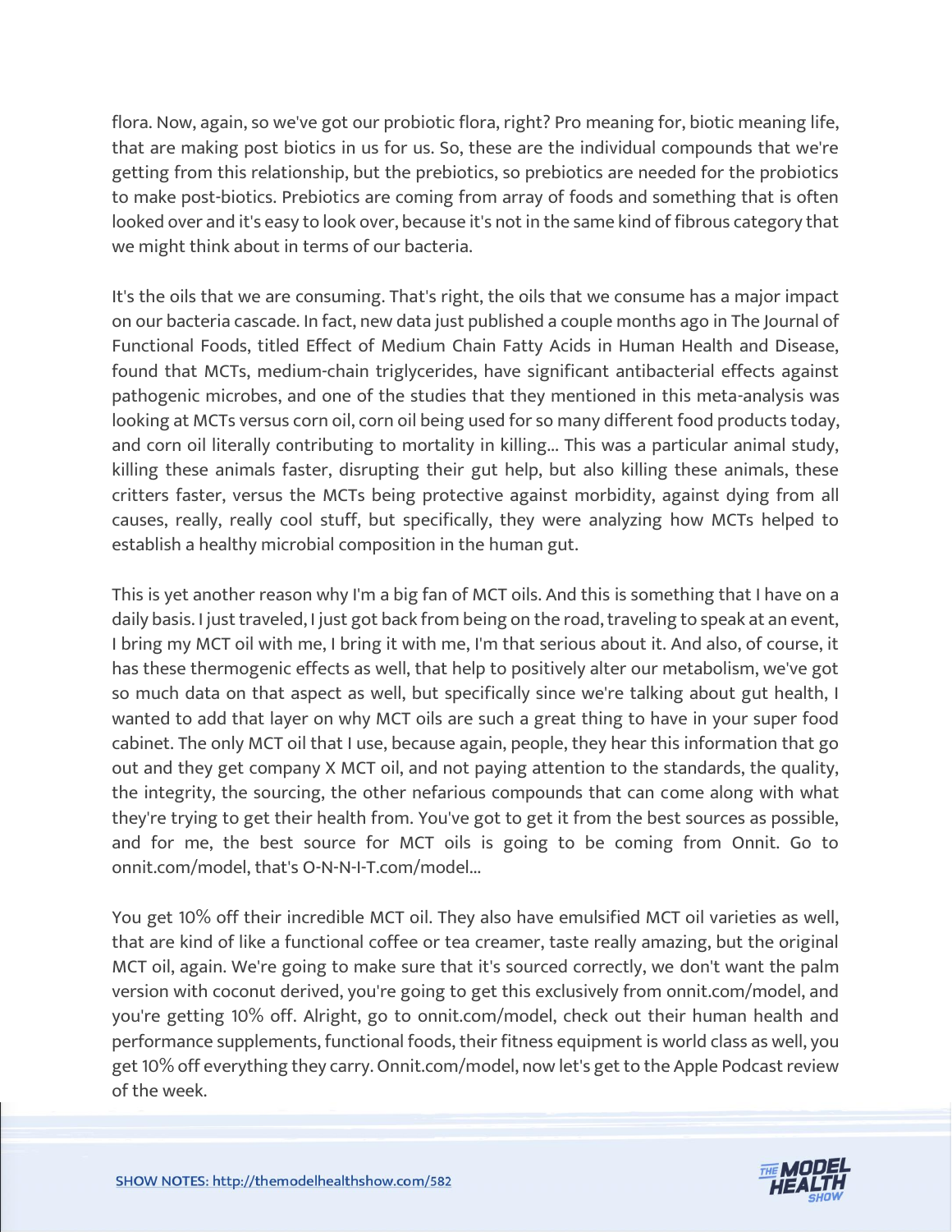flora. Now, again, so we've got our probiotic flora, right? Pro meaning for, biotic meaning life, that are making post biotics in us for us. So, these are the individual compounds that we're getting from this relationship, but the prebiotics, so prebiotics are needed for the probiotics to make post-biotics. Prebiotics are coming from array of foods and something that is often looked over and it's easy to look over, because it's not in the same kind of fibrous category that we might think about in terms of our bacteria.

It's the oils that we are consuming. That's right, the oils that we consume has a major impact on our bacteria cascade. In fact, new data just published a couple months ago in The Journal of Functional Foods, titled Effect of Medium Chain Fatty Acids in Human Health and Disease, found that MCTs, medium-chain triglycerides, have significant antibacterial effects against pathogenic microbes, and one of the studies that they mentioned in this meta-analysis was looking at MCTs versus corn oil, corn oil being used for so many different food products today, and corn oil literally contributing to mortality in killing... This was a particular animal study, killing these animals faster, disrupting their gut help, but also killing these animals, these critters faster, versus the MCTs being protective against morbidity, against dying from all causes, really, really cool stuff, but specifically, they were analyzing how MCTs helped to establish a healthy microbial composition in the human gut.

This is yet another reason why I'm a big fan of MCT oils. And this is something that I have on a daily basis. I just traveled, I just got back from being on the road, traveling to speak at an event, I bring my MCT oil with me, I bring it with me, I'm that serious about it. And also, of course, it has these thermogenic effects as well, that help to positively alter our metabolism, we've got so much data on that aspect as well, but specifically since we're talking about gut health, I wanted to add that layer on why MCT oils are such a great thing to have in your super food cabinet. The only MCT oil that I use, because again, people, they hear this information that go out and they get company X MCT oil, and not paying attention to the standards, the quality, the integrity, the sourcing, the other nefarious compounds that can come along with what they're trying to get their health from. You've got to get it from the best sources as possible, and for me, the best source for MCT oils is going to be coming from Onnit. Go to onnit.com/model, that's O-N-N-I-T.com/model...

You get 10% off their incredible MCT oil. They also have emulsified MCT oil varieties as well, that are kind of like a functional coffee or tea creamer, taste really amazing, but the original MCT oil, again. We're going to make sure that it's sourced correctly, we don't want the palm version with coconut derived, you're going to get this exclusively from onnit.com/model, and you're getting 10% off. Alright, go to onnit.com/model, check out their human health and performance supplements, functional foods, their fitness equipment is world class as well, you get 10% off everything they carry. Onnit.com/model, now let's get to the Apple Podcast review of the week.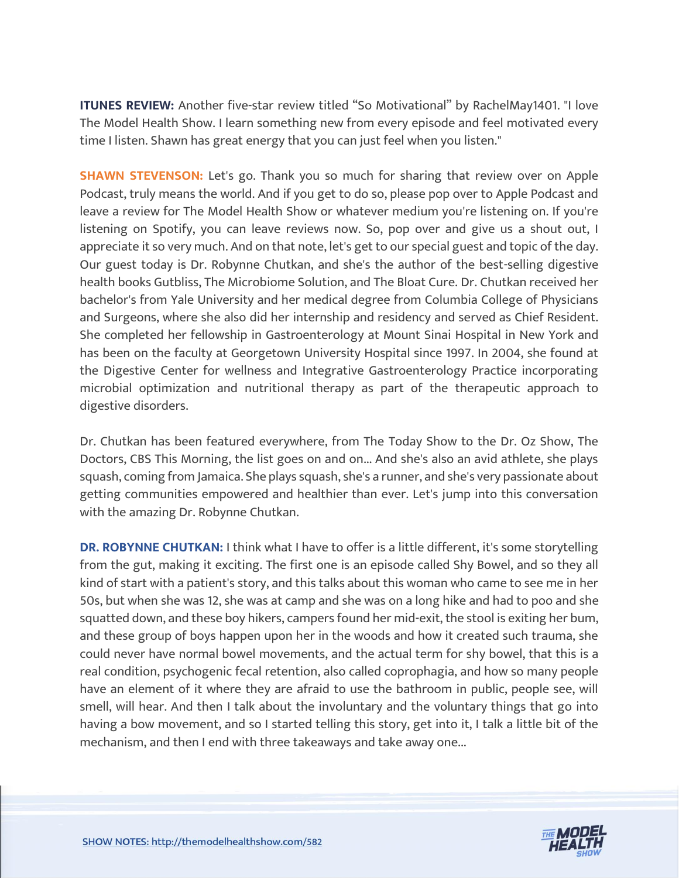**ITUNES REVIEW:** Another five-star review titled “So Motivational” by RachelMay1401. "I love The Model Health Show. I learn something new from every episode and feel motivated every time I listen. Shawn has great energy that you can just feel when you listen."

**SHAWN STEVENSON:** Let's go. Thank you so much for sharing that review over on Apple Podcast, truly means the world. And if you get to do so, please pop over to Apple Podcast and leave a review for The Model Health Show or whatever medium you're listening on. If you're listening on Spotify, you can leave reviews now. So, pop over and give us a shout out, I appreciate it so very much. And on that note, let's get to our special guest and topic of the day. Our guest today is Dr. Robynne Chutkan, and she's the author of the best-selling digestive health books Gutbliss, The Microbiome Solution, and The Bloat Cure. Dr. Chutkan received her bachelor's from Yale University and her medical degree from Columbia College of Physicians and Surgeons, where she also did her internship and residency and served as Chief Resident. She completed her fellowship in Gastroenterology at Mount Sinai Hospital in New York and has been on the faculty at Georgetown University Hospital since 1997. In 2004, she found at the Digestive Center for wellness and Integrative Gastroenterology Practice incorporating microbial optimization and nutritional therapy as part of the therapeutic approach to digestive disorders.

Dr. Chutkan has been featured everywhere, from The Today Show to the Dr. Oz Show, The Doctors, CBS This Morning, the list goes on and on... And she's also an avid athlete, she plays squash, coming from Jamaica. She plays squash, she's a runner, and she's very passionate about getting communities empowered and healthier than ever. Let's jump into this conversation with the amazing Dr. Robynne Chutkan.

**DR. ROBYNNE CHUTKAN:** I think what I have to offer is a little different, it's some storytelling from the gut, making it exciting. The first one is an episode called Shy Bowel, and so they all kind of start with a patient's story, and this talks about this woman who came to see me in her 50s, but when she was 12, she was at camp and she was on a long hike and had to poo and she squatted down, and these boy hikers, campers found her mid-exit, the stool is exiting her bum, and these group of boys happen upon her in the woods and how it created such trauma, she could never have normal bowel movements, and the actual term for shy bowel, that this is a real condition, psychogenic fecal retention, also called coprophagia, and how so many people have an element of it where they are afraid to use the bathroom in public, people see, will smell, will hear. And then I talk about the involuntary and the voluntary things that go into having a bow movement, and so I started telling this story, get into it, I talk a little bit of the mechanism, and then I end with three takeaways and take away one...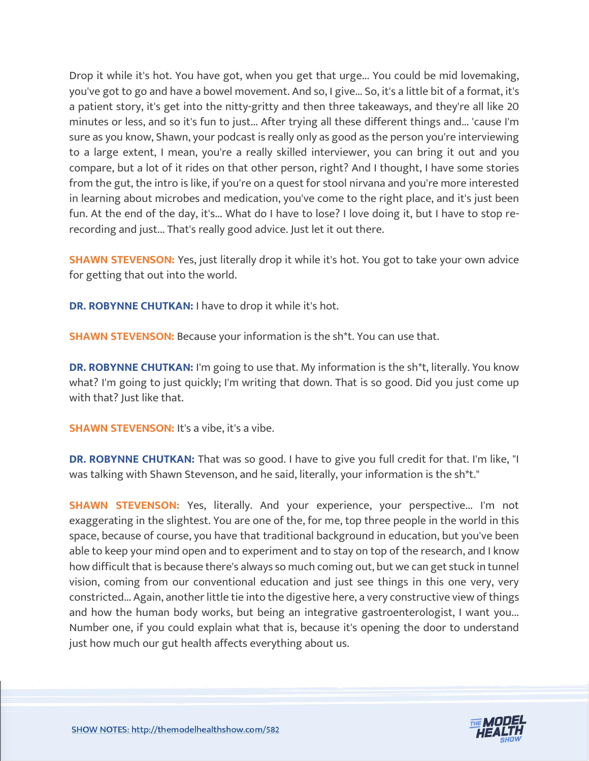Drop it while it's hot. You have got, when you get that urge... You could be mid lovemaking, you've got to go and have a bowel movement. And so, I give... So, it's a little bit of a format, it's a patient story, it's get into the nitty-gritty and then three takeaways, and they're all like 20 minutes or less, and so it's fun to just... After trying all these different things and... 'cause I'm sure as you know, Shawn, your podcast is really only as good as the person you're interviewing to a large extent, I mean, you're a really skilled interviewer, you can bring it out and you compare, but a lot of it rides on that other person, right? And I thought, I have some stories from the gut, the intro is like, if you're on a quest for stool nirvana and you're more interested in learning about microbes and medication, you've come to the right place, and it's just been fun. At the end of the day, it's... What do I have to lose? I love doing it, but I have to stop re-recording and just... That's really good advice. Just let it out there.

**SHAWN STEVENSON:** Yes, just literally drop it while it's hot. You got to take your own advice for getting that out into the world.

**DR. ROBYNNE CHUTKAN:** I have to drop it while it's hot.

**SHAWN STEVENSON:** Because your information is the sh*t. You can use that.

**DR. ROBYNNE CHUTKAN:** I'm going to use that. My information is the sh*t, literally. You know what? I'm going to just quickly; I'm writing that down. That is so good. Did you just come up with that? Just like that.

**SHAWN STEVENSON:** It's a vibe, it's a vibe.

**DR. ROBYNNE CHUTKAN:** That was so good. I have to give you full credit for that. I'm like, "I was talking with Shawn Stevenson, and he said, literally, your information is the sh*t."

**SHAWN STEVENSON:** Yes, literally. And your experience, your perspective... I'm not exaggerating in the slightest. You are one of the, for me, top three people in the world in this space, because of course, you have that traditional background in education, but you've been able to keep your mind open and to experiment and to stay on top of the research, and I know how difficult that is because there's always so much coming out, but we can get stuck in tunnel vision, coming from our conventional education and just see things in this one very, very constricted... Again, another little tie into the digestive here, a very constructive view of things and how the human body works, but being an integrative gastroenterologist, I want you... Number one, if you could explain what that is, because it's opening the door to understand just how much our gut health affects everything about us.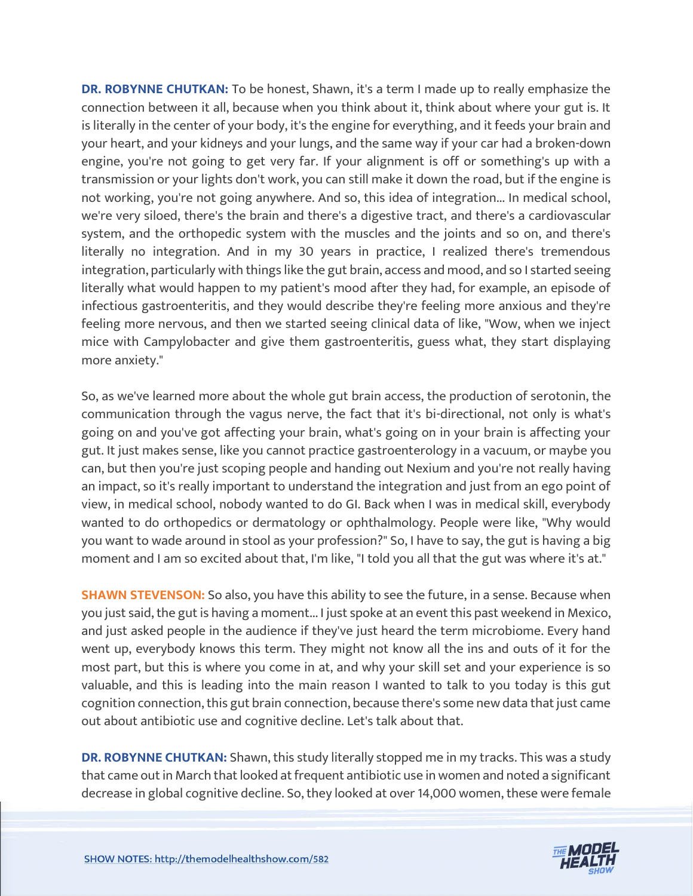**DR. ROBYNNE CHUTKAN:** To be honest, Shawn, it's a term I made up to really emphasize the connection between it all, because when you think about it, think about where your gut is. It is literally in the center of your body, it's the engine for everything, and it feeds your brain and your heart, and your kidneys and your lungs, and the same way if your car had a broken-down engine, you're not going to get very far. If your alignment is off or something's up with a transmission or your lights don't work, you can still make it down the road, but if the engine is not working, you're not going anywhere. And so, this idea of integration... In medical school, we're very siloed, there's the brain and there's a digestive tract, and there's a cardiovascular system, and the orthopedic system with the muscles and the joints and so on, and there's literally no integration. And in my 30 years in practice, I realized there's tremendous integration, particularly with things like the gut brain, access and mood, and so I started seeing literally what would happen to my patient's mood after they had, for example, an episode of infectious gastroenteritis, and they would describe they're feeling more anxious and they're feeling more nervous, and then we started seeing clinical data of like, "Wow, when we inject mice with Campylobacter and give them gastroenteritis, guess what, they start displaying more anxiety."

So, as we've learned more about the whole gut brain access, the production of serotonin, the communication through the vagus nerve, the fact that it's bi-directional, not only is what's going on and you've got affecting your brain, what's going on in your brain is affecting your gut. It just makes sense, like you cannot practice gastroenterology in a vacuum, or maybe you can, but then you're just scoping people and handing out Nexium and you're not really having an impact, so it's really important to understand the integration and just from an ego point of view, in medical school, nobody wanted to do GI. Back when I was in medical skill, everybody wanted to do orthopedics or dermatology or ophthalmology. People were like, "Why would you want to wade around in stool as your profession?" So, I have to say, the gut is having a big moment and I am so excited about that, I'm like, "I told you all that the gut was where it's at."

**SHAWN STEVENSON:** So also, you have this ability to see the future, in a sense. Because when you just said, the gut is having a moment... I just spoke at an event this past weekend in Mexico, and just asked people in the audience if they've just heard the term microbiome. Every hand went up, everybody knows this term. They might not know all the ins and outs of it for the most part, but this is where you come in at, and why your skill set and your experience is so valuable, and this is leading into the main reason I wanted to talk to you today is this gut cognition connection, this gut brain connection, because there's some new data that just came out about antibiotic use and cognitive decline. Let's talk about that.

**DR. ROBYNNE CHUTKAN:** Shawn, this study literally stopped me in my tracks. This was a study that came out in March that looked at frequent antibiotic use in women and noted a significant decrease in global cognitive decline. So, they looked at over 14,000 women, these were female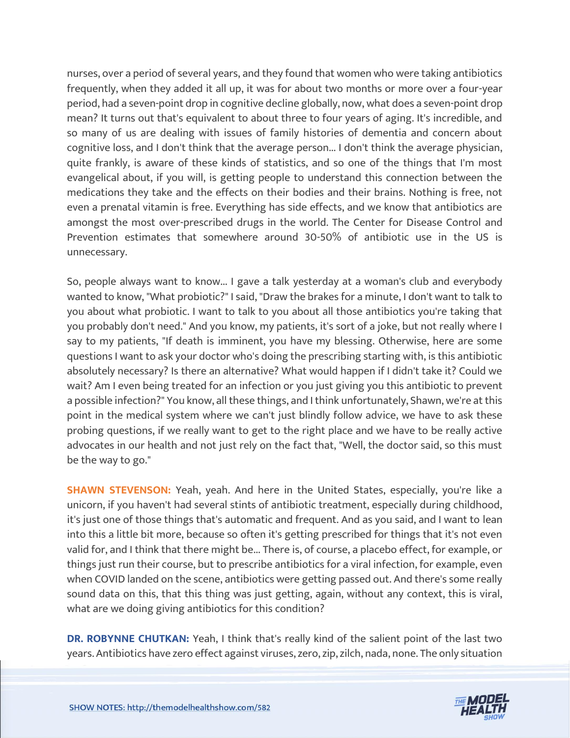nurses, over a period of several years, and they found that women who were taking antibiotics frequently, when they added it all up, it was for about two months or more over a four-year period, had a seven-point drop in cognitive decline globally, now, what does a seven-point drop mean? It turns out that's equivalent to about three to four years of aging. It's incredible, and so many of us are dealing with issues of family histories of dementia and concern about cognitive loss, and I don't think that the average person... I don't think the average physician, quite frankly, is aware of these kinds of statistics, and so one of the things that I'm most evangelical about, if you will, is getting people to understand this connection between the medications they take and the effects on their bodies and their brains. Nothing is free, not even a prenatal vitamin is free. Everything has side effects, and we know that antibiotics are amongst the most over-prescribed drugs in the world. The Center for Disease Control and Prevention estimates that somewhere around 30-50% of antibiotic use in the US is unnecessary.

So, people always want to know... I gave a talk yesterday at a woman's club and everybody wanted to know, "What probiotic?" I said, "Draw the brakes for a minute, I don't want to talk to you about what probiotic. I want to talk to you about all those antibiotics you're taking that you probably don't need." And you know, my patients, it's sort of a joke, but not really where I say to my patients, "If death is imminent, you have my blessing. Otherwise, here are some questions I want to ask your doctor who's doing the prescribing starting with, is this antibiotic absolutely necessary? Is there an alternative? What would happen if I didn't take it? Could we wait? Am I even being treated for an infection or you just giving you this antibiotic to prevent a possible infection?" You know, all these things, and I think unfortunately, Shawn, we're at this point in the medical system where we can't just blindly follow advice, we have to ask these probing questions, if we really want to get to the right place and we have to be really active advocates in our health and not just rely on the fact that, "Well, the doctor said, so this must be the way to go."

**SHAWN STEVENSON:** Yeah, yeah. And here in the United States, especially, you're like a unicorn, if you haven't had several stints of antibiotic treatment, especially during childhood, it's just one of those things that's automatic and frequent. And as you said, and I want to lean into this a little bit more, because so often it's getting prescribed for things that it's not even valid for, and I think that there might be... There is, of course, a placebo effect, for example, or things just run their course, but to prescribe antibiotics for a viral infection, for example, even when COVID landed on the scene, antibiotics were getting passed out. And there's some really sound data on this, that this thing was just getting, again, without any context, this is viral, what are we doing giving antibiotics for this condition?

**DR. ROBYNNE CHUTKAN:** Yeah, I think that's really kind of the salient point of the last two years. Antibiotics have zero effect against viruses, zero, zip, zilch, nada, none. The only situation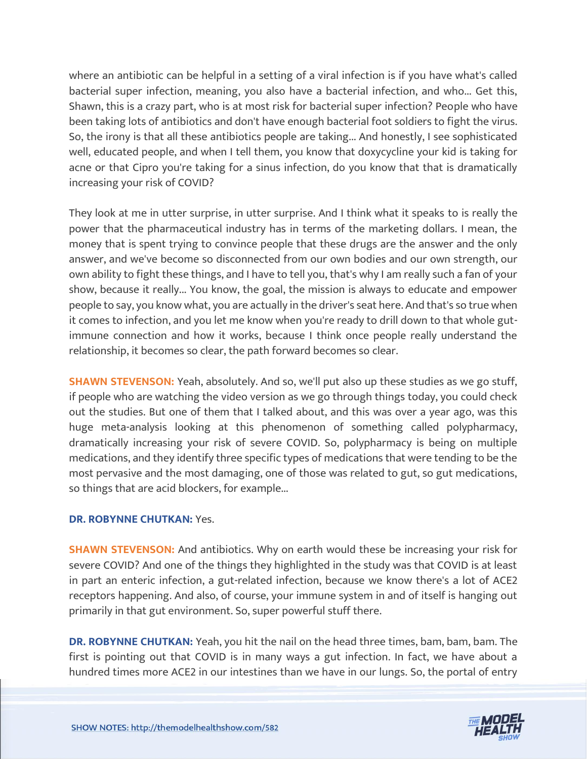where an antibiotic can be helpful in a setting of a viral infection is if you have what's called bacterial super infection, meaning, you also have a bacterial infection, and who... Get this, Shawn, this is a crazy part, who is at most risk for bacterial super infection? People who have been taking lots of antibiotics and don't have enough bacterial foot soldiers to fight the virus. So, the irony is that all these antibiotics people are taking... And honestly, I see sophisticated well, educated people, and when I tell them, you know that doxycycline your kid is taking for acne or that Cipro you're taking for a sinus infection, do you know that that is dramatically increasing your risk of COVID?

They look at me in utter surprise, in utter surprise. And I think what it speaks to is really the power that the pharmaceutical industry has in terms of the marketing dollars. I mean, the money that is spent trying to convince people that these drugs are the answer and the only answer, and we've become so disconnected from our own bodies and our own strength, our own ability to fight these things, and I have to tell you, that's why I am really such a fan of your show, because it really... You know, the goal, the mission is always to educate and empower people to say, you know what, you are actually in the driver's seat here. And that's so true when it comes to infection, and you let me know when you're ready to drill down to that whole gut-immune connection and how it works, because I think once people really understand the relationship, it becomes so clear, the path forward becomes so clear.

**SHAWN STEVENSON:** Yeah, absolutely. And so, we'll put also up these studies as we go stuff, if people who are watching the video version as we go through things today, you could check out the studies. But one of them that I talked about, and this was over a year ago, was this huge meta-analysis looking at this phenomenon of something called polypharmacy, dramatically increasing your risk of severe COVID. So, polypharmacy is being on multiple medications, and they identify three specific types of medications that were tending to be the most pervasive and the most damaging, one of those was related to gut, so gut medications, so things that are acid blockers, for example...

**DR. ROBYNNE CHUTKAN:** Yes.

**SHAWN STEVENSON:** And antibiotics. Why on earth would these be increasing your risk for severe COVID? And one of the things they highlighted in the study was that COVID is at least in part an enteric infection, a gut-related infection, because we know there's a lot of ACE2 receptors happening. And also, of course, your immune system in and of itself is hanging out primarily in that gut environment. So, super powerful stuff there.

**DR. ROBYNNE CHUTKAN:** Yeah, you hit the nail on the head three times, bam, bam, bam. The first is pointing out that COVID is in many ways a gut infection. In fact, we have about a hundred times more ACE2 in our intestines than we have in our lungs. So, the portal of entry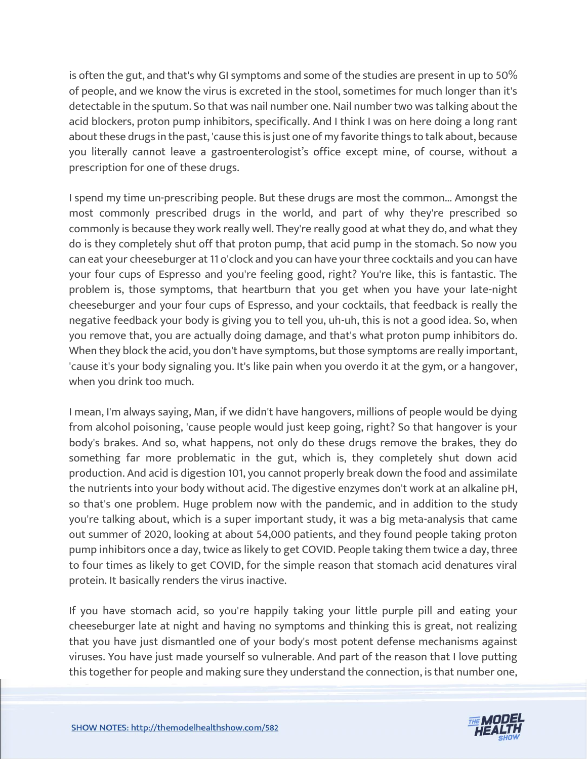is often the gut, and that's why GI symptoms and some of the studies are present in up to 50% of people, and we know the virus is excreted in the stool, sometimes for much longer than it's detectable in the sputum. So that was nail number one. Nail number two was talking about the acid blockers, proton pump inhibitors, specifically. And I think I was on here doing a long rant about these drugs in the past, 'cause this is just one of my favorite things to talk about, because you literally cannot leave a gastroenterologist's office except mine, of course, without a prescription for one of these drugs.

I spend my time un-prescribing people. But these drugs are most the common... Amongst the most commonly prescribed drugs in the world, and part of why they're prescribed so commonly is because they work really well. They're really good at what they do, and what they do is they completely shut off that proton pump, that acid pump in the stomach. So now you can eat your cheeseburger at 11 o'clock and you can have your three cocktails and you can have your four cups of Espresso and you're feeling good, right? You're like, this is fantastic. The problem is, those symptoms, that heartburn that you get when you have your late-night cheeseburger and your four cups of Espresso, and your cocktails, that feedback is really the negative feedback your body is giving you to tell you, uh-uh, this is not a good idea. So, when you remove that, you are actually doing damage, and that's what proton pump inhibitors do. When they block the acid, you don't have symptoms, but those symptoms are really important, 'cause it's your body signaling you. It's like pain when you overdo it at the gym, or a hangover, when you drink too much.

I mean, I'm always saying, Man, if we didn't have hangovers, millions of people would be dying from alcohol poisoning, 'cause people would just keep going, right? So that hangover is your body's brakes. And so, what happens, not only do these drugs remove the brakes, they do something far more problematic in the gut, which is, they completely shut down acid production. And acid is digestion 101, you cannot properly break down the food and assimilate the nutrients into your body without acid. The digestive enzymes don't work at an alkaline pH, so that's one problem. Huge problem now with the pandemic, and in addition to the study you're talking about, which is a super important study, it was a big meta-analysis that came out summer of 2020, looking at about 54,000 patients, and they found people taking proton pump inhibitors once a day, twice as likely to get COVID. People taking them twice a day, three to four times as likely to get COVID, for the simple reason that stomach acid denatures viral protein. It basically renders the virus inactive.

If you have stomach acid, so you're happily taking your little purple pill and eating your cheeseburger late at night and having no symptoms and thinking this is great, not realizing that you have just dismantled one of your body's most potent defense mechanisms against viruses. You have just made yourself so vulnerable. And part of the reason that I love putting this together for people and making sure they understand the connection, is that number one,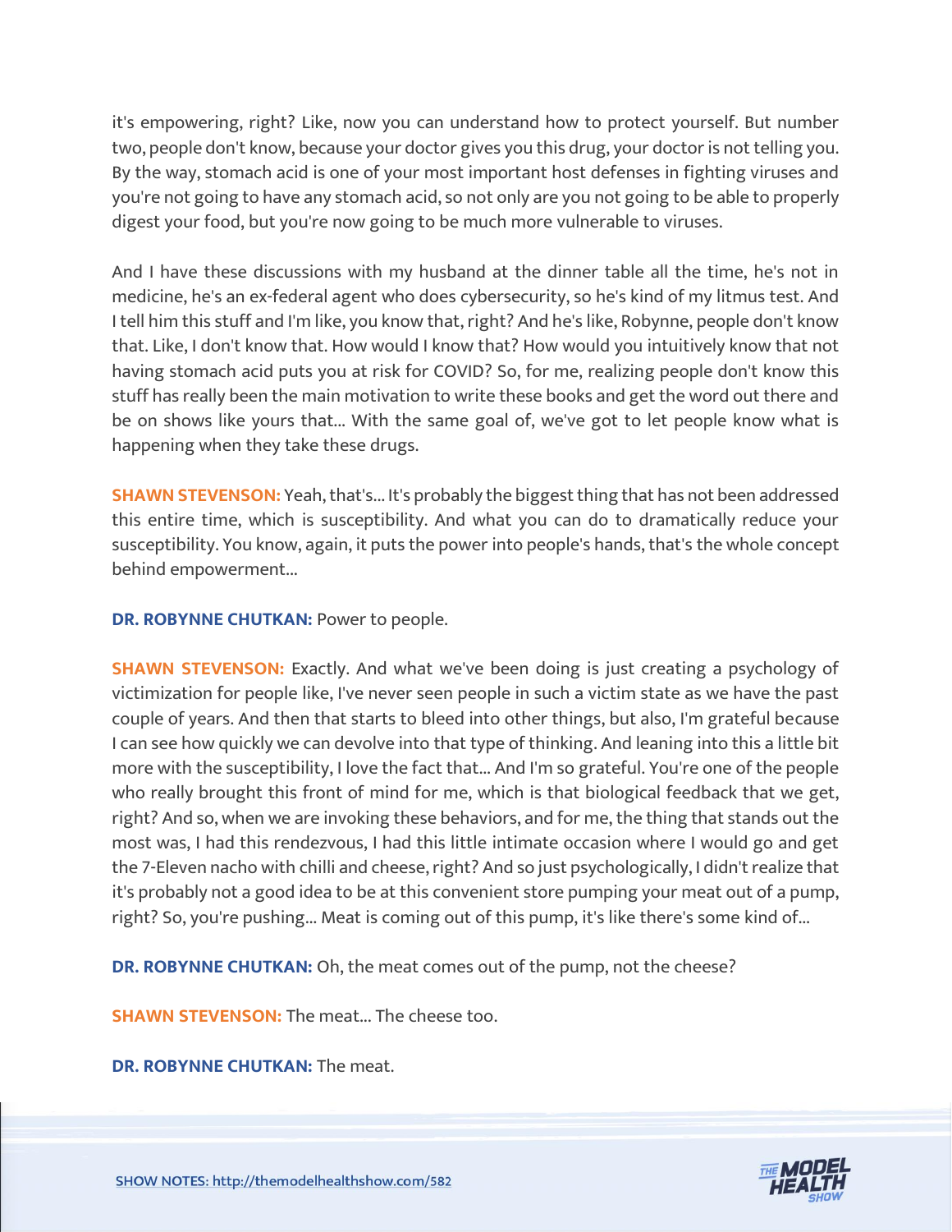it's empowering, right? Like, now you can understand how to protect yourself. But number two, people don't know, because your doctor gives you this drug, your doctor is not telling you. By the way, stomach acid is one of your most important host defenses in fighting viruses and you're not going to have any stomach acid, so not only are you not going to be able to properly digest your food, but you're now going to be much more vulnerable to viruses.

And I have these discussions with my husband at the dinner table all the time, he's not in medicine, he's an ex-federal agent who does cybersecurity, so he's kind of my litmus test. And I tell him this stuff and I'm like, you know that, right? And he's like, Robynne, people don't know that. Like, I don't know that. How would I know that? How would you intuitively know that not having stomach acid puts you at risk for COVID? So, for me, realizing people don't know this stuff has really been the main motivation to write these books and get the word out there and be on shows like yours that... With the same goal of, we've got to let people know what is happening when they take these drugs.

**SHAWN STEVENSON:** Yeah, that's... It's probably the biggest thing that has not been addressed this entire time, which is susceptibility. And what you can do to dramatically reduce your susceptibility. You know, again, it puts the power into people's hands, that's the whole concept behind empowerment...

**DR. ROBYNNE CHUTKAN:** Power to people.

**SHAWN STEVENSON:** Exactly. And what we've been doing is just creating a psychology of victimization for people like, I've never seen people in such a victim state as we have the past couple of years. And then that starts to bleed into other things, but also, I'm grateful because I can see how quickly we can devolve into that type of thinking. And leaning into this a little bit more with the susceptibility, I love the fact that... And I'm so grateful. You're one of the people who really brought this front of mind for me, which is that biological feedback that we get, right? And so, when we are invoking these behaviors, and for me, the thing that stands out the most was, I had this rendezvous, I had this little intimate occasion where I would go and get the 7-Eleven nacho with chilli and cheese, right? And so just psychologically, I didn't realize that it's probably not a good idea to be at this convenient store pumping your meat out of a pump, right? So, you're pushing... Meat is coming out of this pump, it's like there's some kind of...

**DR. ROBYNNE CHUTKAN:** Oh, the meat comes out of the pump, not the cheese?

**SHAWN STEVENSON:** The meat... The cheese too.

**DR. ROBYNNE CHUTKAN:** The meat.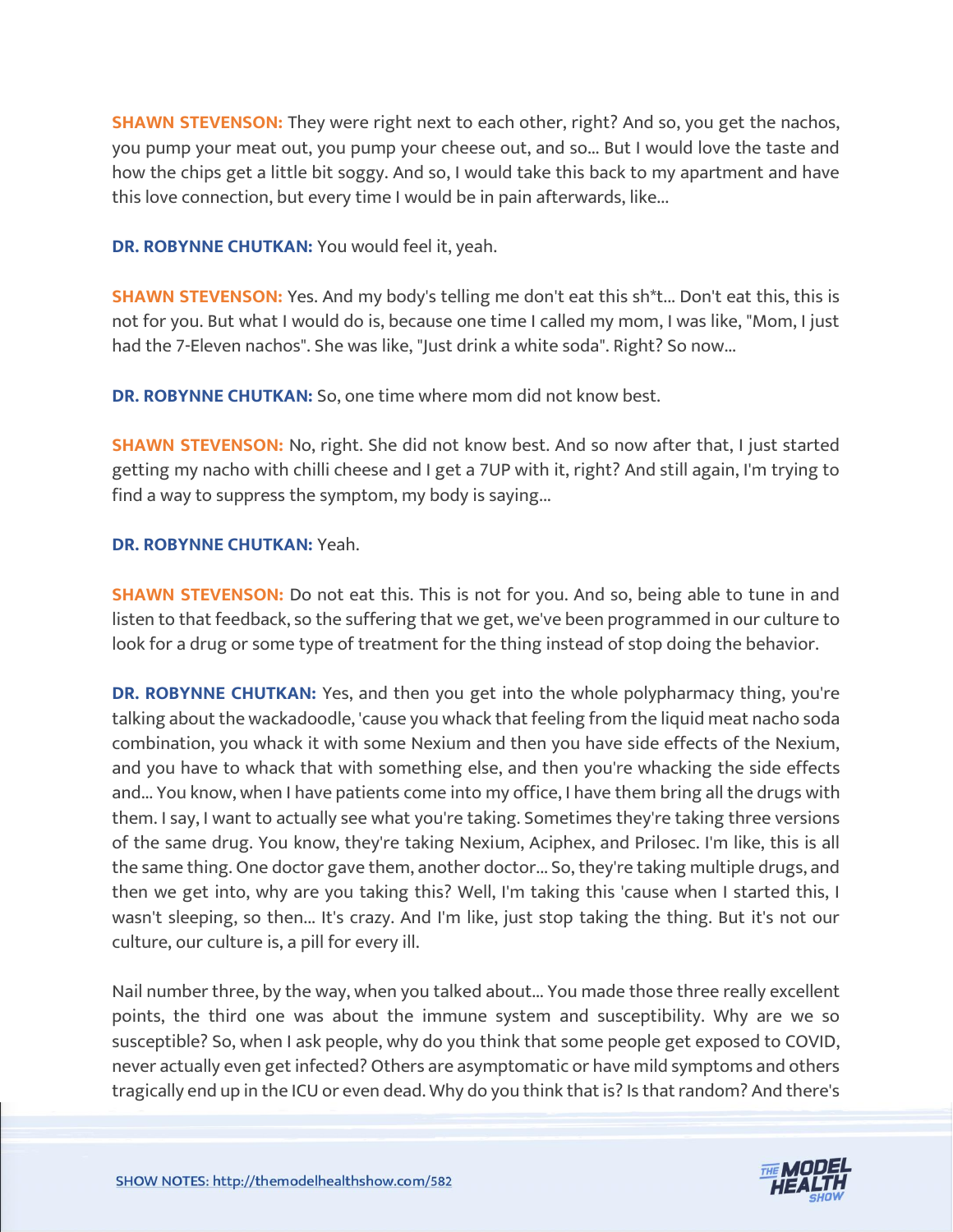**SHAWN STEVENSON:** They were right next to each other, right? And so, you get the nachos, you pump your meat out, you pump your cheese out, and so... But I would love the taste and how the chips get a little bit soggy. And so, I would take this back to my apartment and have this love connection, but every time I would be in pain afterwards, like...

**DR. ROBYNNE CHUTKAN:** You would feel it, yeah.

**SHAWN STEVENSON:** Yes. And my body's telling me don't eat this sh*t... Don't eat this, this is not for you. But what I would do is, because one time I called my mom, I was like, "Mom, I just had the 7-Eleven nachos". She was like, "Just drink a white soda". Right? So now...

**DR. ROBYNNE CHUTKAN:** So, one time where mom did not know best.

**SHAWN STEVENSON:** No, right. She did not know best. And so now after that, I just started getting my nacho with chilli cheese and I get a 7UP with it, right? And still again, I'm trying to find a way to suppress the symptom, my body is saying...

**DR. ROBYNNE CHUTKAN:** Yeah.

**SHAWN STEVENSON:** Do not eat this. This is not for you. And so, being able to tune in and listen to that feedback, so the suffering that we get, we've been programmed in our culture to look for a drug or some type of treatment for the thing instead of stop doing the behavior.

**DR. ROBYNNE CHUTKAN:** Yes, and then you get into the whole polypharmacy thing, you're talking about the wackadoodle, 'cause you whack that feeling from the liquid meat nacho soda combination, you whack it with some Nexium and then you have side effects of the Nexium, and you have to whack that with something else, and then you're whacking the side effects and... You know, when I have patients come into my office, I have them bring all the drugs with them. I say, I want to actually see what you're taking. Sometimes they're taking three versions of the same drug. You know, they're taking Nexium, Aciphex, and Prilosec. I'm like, this is all the same thing. One doctor gave them, another doctor... So, they're taking multiple drugs, and then we get into, why are you taking this? Well, I'm taking this 'cause when I started this, I wasn't sleeping, so then... It's crazy. And I'm like, just stop taking the thing. But it's not our culture, our culture is, a pill for every ill.

Nail number three, by the way, when you talked about... You made those three really excellent points, the third one was about the immune system and susceptibility. Why are we so susceptible? So, when I ask people, why do you think that some people get exposed to COVID, never actually even get infected? Others are asymptomatic or have mild symptoms and others tragically end up in the ICU or even dead. Why do you think that is? Is that random? And there's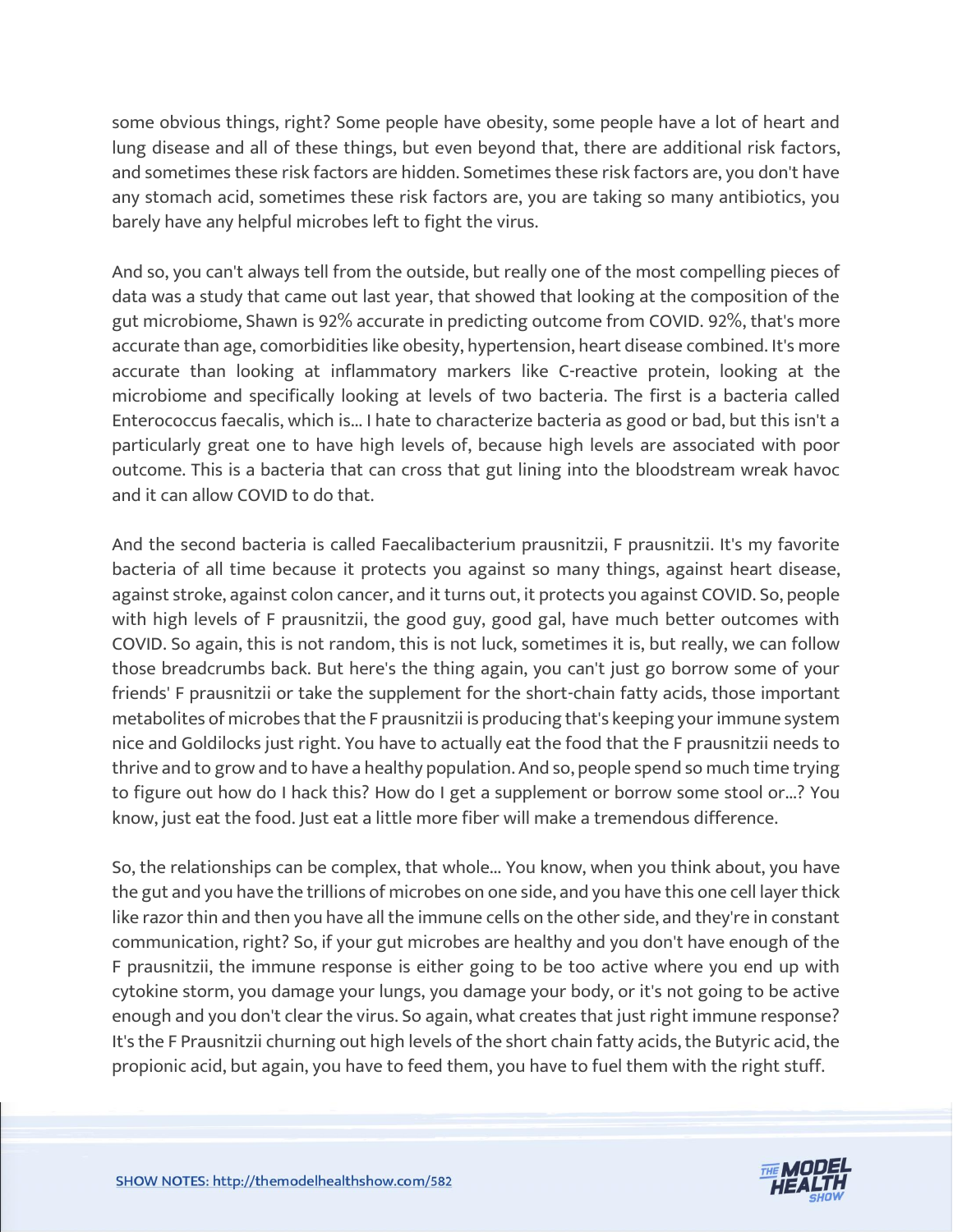some obvious things, right? Some people have obesity, some people have a lot of heart and lung disease and all of these things, but even beyond that, there are additional risk factors, and sometimes these risk factors are hidden. Sometimes these risk factors are, you don't have any stomach acid, sometimes these risk factors are, you are taking so many antibiotics, you barely have any helpful microbes left to fight the virus.

And so, you can't always tell from the outside, but really one of the most compelling pieces of data was a study that came out last year, that showed that looking at the composition of the gut microbiome, Shawn is 92% accurate in predicting outcome from COVID. 92%, that's more accurate than age, comorbidities like obesity, hypertension, heart disease combined. It's more accurate than looking at inflammatory markers like C-reactive protein, looking at the microbiome and specifically looking at levels of two bacteria. The first is a bacteria called Enterococcus faecalis, which is... I hate to characterize bacteria as good or bad, but this isn't a particularly great one to have high levels of, because high levels are associated with poor outcome. This is a bacteria that can cross that gut lining into the bloodstream wreak havoc and it can allow COVID to do that.

And the second bacteria is called Faecalibacterium prausnitzii, F prausnitzii. It's my favorite bacteria of all time because it protects you against so many things, against heart disease, against stroke, against colon cancer, and it turns out, it protects you against COVID. So, people with high levels of F prausnitzii, the good guy, good gal, have much better outcomes with COVID. So again, this is not random, this is not luck, sometimes it is, but really, we can follow those breadcrumbs back. But here's the thing again, you can't just go borrow some of your friends' F prausnitzii or take the supplement for the short-chain fatty acids, those important metabolites of microbes that the F prausnitzii is producing that's keeping your immune system nice and Goldilocks just right. You have to actually eat the food that the F prausnitzii needs to thrive and to grow and to have a healthy population. And so, people spend so much time trying to figure out how do I hack this? How do I get a supplement or borrow some stool or...? You know, just eat the food. Just eat a little more fiber will make a tremendous difference.

So, the relationships can be complex, that whole... You know, when you think about, you have the gut and you have the trillions of microbes on one side, and you have this one cell layer thick like razor thin and then you have all the immune cells on the other side, and they're in constant communication, right? So, if your gut microbes are healthy and you don't have enough of the F prausnitzii, the immune response is either going to be too active where you end up with cytokine storm, you damage your lungs, you damage your body, or it's not going to be active enough and you don't clear the virus. So again, what creates that just right immune response? It's the F Prausnitzii churning out high levels of the short chain fatty acids, the Butyric acid, the propionic acid, but again, you have to feed them, you have to fuel them with the right stuff.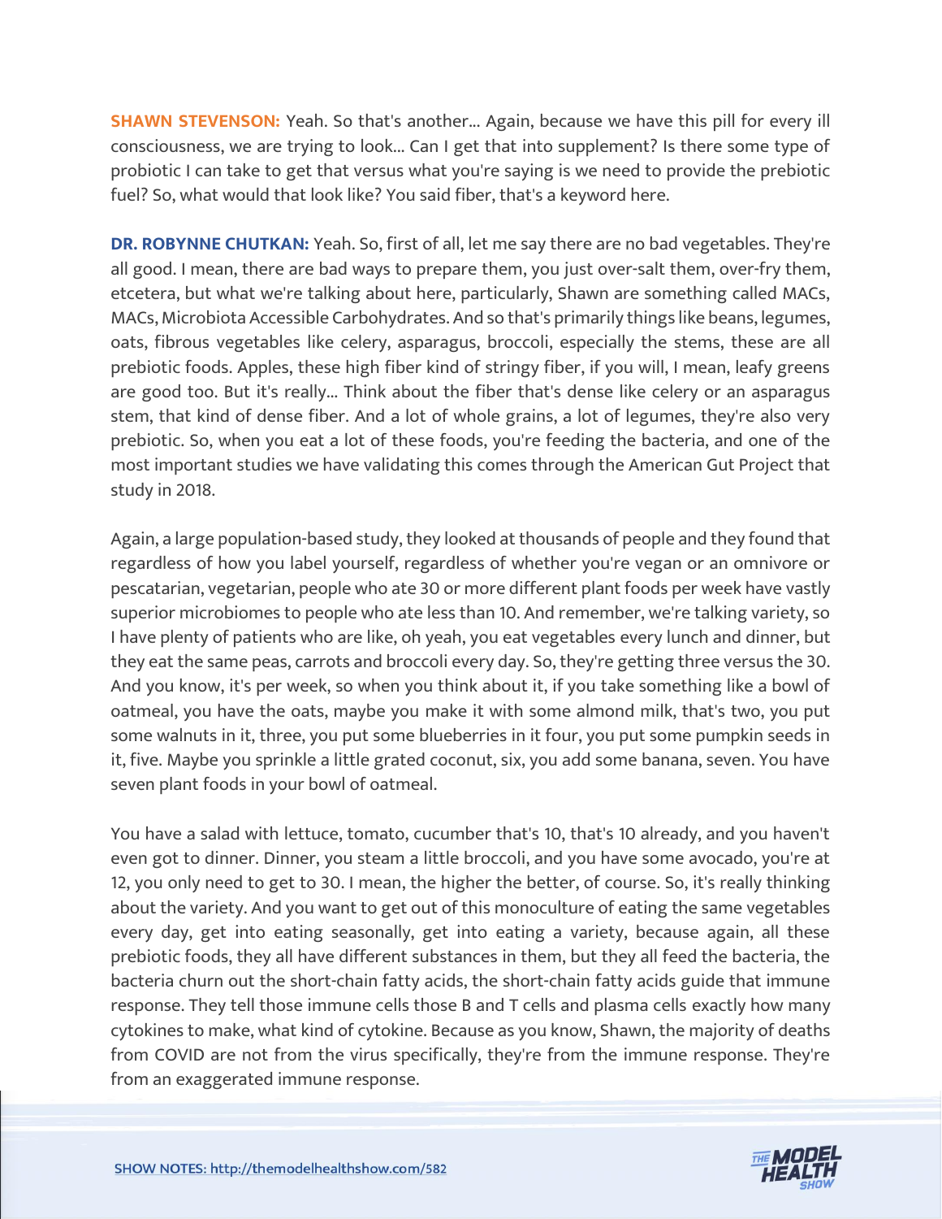**SHAWN STEVENSON:** Yeah. So that's another... Again, because we have this pill for every ill consciousness, we are trying to look... Can I get that into supplement? Is there some type of probiotic I can take to get that versus what you're saying is we need to provide the prebiotic fuel? So, what would that look like? You said fiber, that's a keyword here.

**DR. ROBYNNE CHUTKAN:** Yeah. So, first of all, let me say there are no bad vegetables. They're all good. I mean, there are bad ways to prepare them, you just over-salt them, over-fry them, etcetera, but what we're talking about here, particularly, Shawn are something called MACs, MACs, Microbiota Accessible Carbohydrates. And so that's primarily things like beans, legumes, oats, fibrous vegetables like celery, asparagus, broccoli, especially the stems, these are all prebiotic foods. Apples, these high fiber kind of stringy fiber, if you will, I mean, leafy greens are good too. But it's really... Think about the fiber that's dense like celery or an asparagus stem, that kind of dense fiber. And a lot of whole grains, a lot of legumes, they're also very prebiotic. So, when you eat a lot of these foods, you're feeding the bacteria, and one of the most important studies we have validating this comes through the American Gut Project that study in 2018.

Again, a large population-based study, they looked at thousands of people and they found that regardless of how you label yourself, regardless of whether you're vegan or an omnivore or pescatarian, vegetarian, people who ate 30 or more different plant foods per week have vastly superior microbiomes to people who ate less than 10. And remember, we're talking variety, so I have plenty of patients who are like, oh yeah, you eat vegetables every lunch and dinner, but they eat the same peas, carrots and broccoli every day. So, they're getting three versus the 30. And you know, it's per week, so when you think about it, if you take something like a bowl of oatmeal, you have the oats, maybe you make it with some almond milk, that's two, you put some walnuts in it, three, you put some blueberries in it four, you put some pumpkin seeds in it, five. Maybe you sprinkle a little grated coconut, six, you add some banana, seven. You have seven plant foods in your bowl of oatmeal.

You have a salad with lettuce, tomato, cucumber that's 10, that's 10 already, and you haven't even got to dinner. Dinner, you steam a little broccoli, and you have some avocado, you're at 12, you only need to get to 30. I mean, the higher the better, of course. So, it's really thinking about the variety. And you want to get out of this monoculture of eating the same vegetables every day, get into eating seasonally, get into eating a variety, because again, all these prebiotic foods, they all have different substances in them, but they all feed the bacteria, the bacteria churn out the short-chain fatty acids, the short-chain fatty acids guide that immune response. They tell those immune cells those B and T cells and plasma cells exactly how many cytokines to make, what kind of cytokine. Because as you know, Shawn, the majority of deaths from COVID are not from the virus specifically, they're from the immune response. They're from an exaggerated immune response.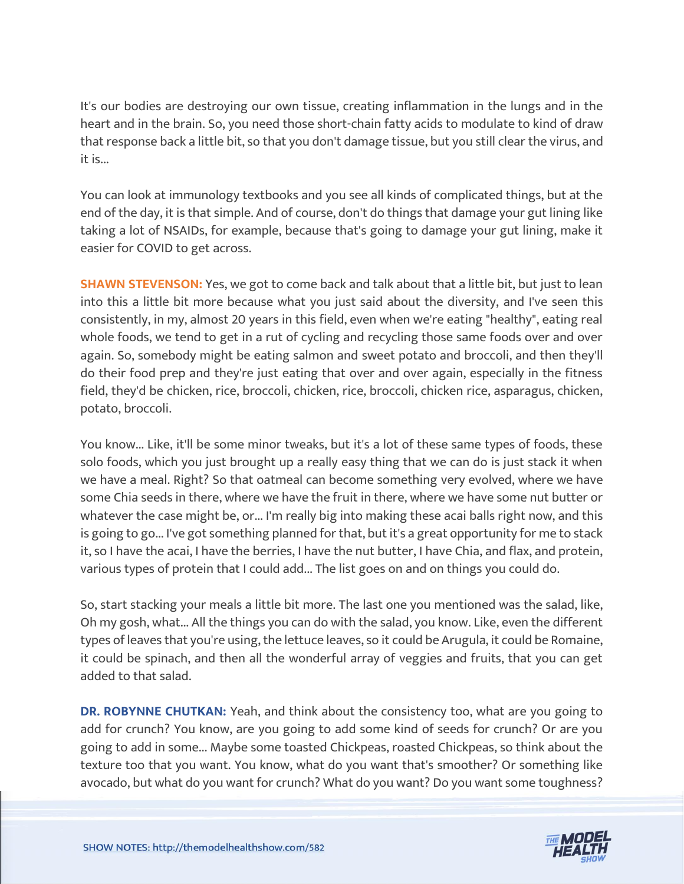It's our bodies are destroying our own tissue, creating inflammation in the lungs and in the heart and in the brain. So, you need those short-chain fatty acids to modulate to kind of draw that response back a little bit, so that you don't damage tissue, but you still clear the virus, and it is...

You can look at immunology textbooks and you see all kinds of complicated things, but at the end of the day, it is that simple. And of course, don't do things that damage your gut lining like taking a lot of NSAIDs, for example, because that's going to damage your gut lining, make it easier for COVID to get across.

**SHAWN STEVENSON:** Yes, we got to come back and talk about that a little bit, but just to lean into this a little bit more because what you just said about the diversity, and I've seen this consistently, in my, almost 20 years in this field, even when we're eating "healthy", eating real whole foods, we tend to get in a rut of cycling and recycling those same foods over and over again. So, somebody might be eating salmon and sweet potato and broccoli, and then they'll do their food prep and they're just eating that over and over again, especially in the fitness field, they'd be chicken, rice, broccoli, chicken, rice, broccoli, chicken rice, asparagus, chicken, potato, broccoli.

You know... Like, it'll be some minor tweaks, but it's a lot of these same types of foods, these solo foods, which you just brought up a really easy thing that we can do is just stack it when we have a meal. Right? So that oatmeal can become something very evolved, where we have some Chia seeds in there, where we have the fruit in there, where we have some nut butter or whatever the case might be, or... I'm really big into making these acai balls right now, and this is going to go... I've got something planned for that, but it's a great opportunity for me to stack it, so I have the acai, I have the berries, I have the nut butter, I have Chia, and flax, and protein, various types of protein that I could add... The list goes on and on things you could do.

So, start stacking your meals a little bit more. The last one you mentioned was the salad, like, Oh my gosh, what... All the things you can do with the salad, you know. Like, even the different types of leaves that you're using, the lettuce leaves, so it could be Arugula, it could be Romaine, it could be spinach, and then all the wonderful array of veggies and fruits, that you can get added to that salad.

**DR. ROBYNNE CHUTKAN:** Yeah, and think about the consistency too, what are you going to add for crunch? You know, are you going to add some kind of seeds for crunch? Or are you going to add in some... Maybe some toasted Chickpeas, roasted Chickpeas, so think about the texture too that you want. You know, what do you want that's smoother? Or something like avocado, but what do you want for crunch? What do you want? Do you want some toughness?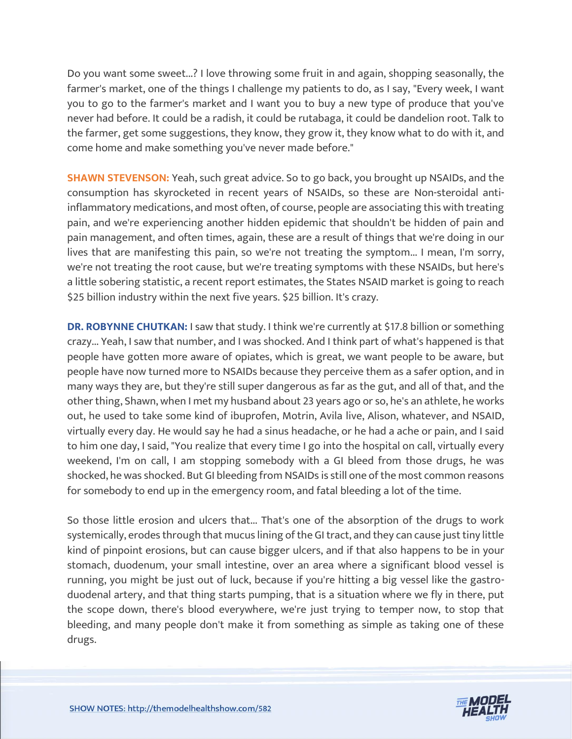Do you want some sweet...? I love throwing some fruit in and again, shopping seasonally, the farmer's market, one of the things I challenge my patients to do, as I say, "Every week, I want you to go to the farmer's market and I want you to buy a new type of produce that you've never had before. It could be a radish, it could be rutabaga, it could be dandelion root. Talk to the farmer, get some suggestions, they know, they grow it, they know what to do with it, and come home and make something you've never made before."

**SHAWN STEVENSON:** Yeah, such great advice. So to go back, you brought up NSAIDs, and the consumption has skyrocketed in recent years of NSAIDs, so these are Non-steroidal anti-inflammatory medications, and most often, of course, people are associating this with treating pain, and we're experiencing another hidden epidemic that shouldn't be hidden of pain and pain management, and often times, again, these are a result of things that we're doing in our lives that are manifesting this pain, so we're not treating the symptom... I mean, I'm sorry, we're not treating the root cause, but we're treating symptoms with these NSAIDs, but here's a little sobering statistic, a recent report estimates, the States NSAID market is going to reach $25 billion industry within the next five years. $25 billion. It's crazy.

**DR. ROBYNNE CHUTKAN:** I saw that study. I think we're currently at $17.8 billion or something crazy... Yeah, I saw that number, and I was shocked. And I think part of what's happened is that people have gotten more aware of opiates, which is great, we want people to be aware, but people have now turned more to NSAIDs because they perceive them as a safer option, and in many ways they are, but they're still super dangerous as far as the gut, and all of that, and the other thing, Shawn, when I met my husband about 23 years ago or so, he's an athlete, he works out, he used to take some kind of ibuprofen, Motrin, Avila live, Alison, whatever, and NSAID, virtually every day. He would say he had a sinus headache, or he had a ache or pain, and I said to him one day, I said, "You realize that every time I go into the hospital on call, virtually every weekend, I'm on call, I am stopping somebody with a GI bleed from those drugs, he was shocked, he was shocked. But GI bleeding from NSAIDs is still one of the most common reasons for somebody to end up in the emergency room, and fatal bleeding a lot of the time.

So those little erosion and ulcers that... That's one of the absorption of the drugs to work systemically, erodes through that mucus lining of the GI tract, and they can cause just tiny little kind of pinpoint erosions, but can cause bigger ulcers, and if that also happens to be in your stomach, duodenum, your small intestine, over an area where a significant blood vessel is running, you might be just out of luck, because if you're hitting a big vessel like the gastro-duodenal artery, and that thing starts pumping, that is a situation where we fly in there, put the scope down, there's blood everywhere, we're just trying to temper now, to stop that bleeding, and many people don't make it from something as simple as taking one of these drugs.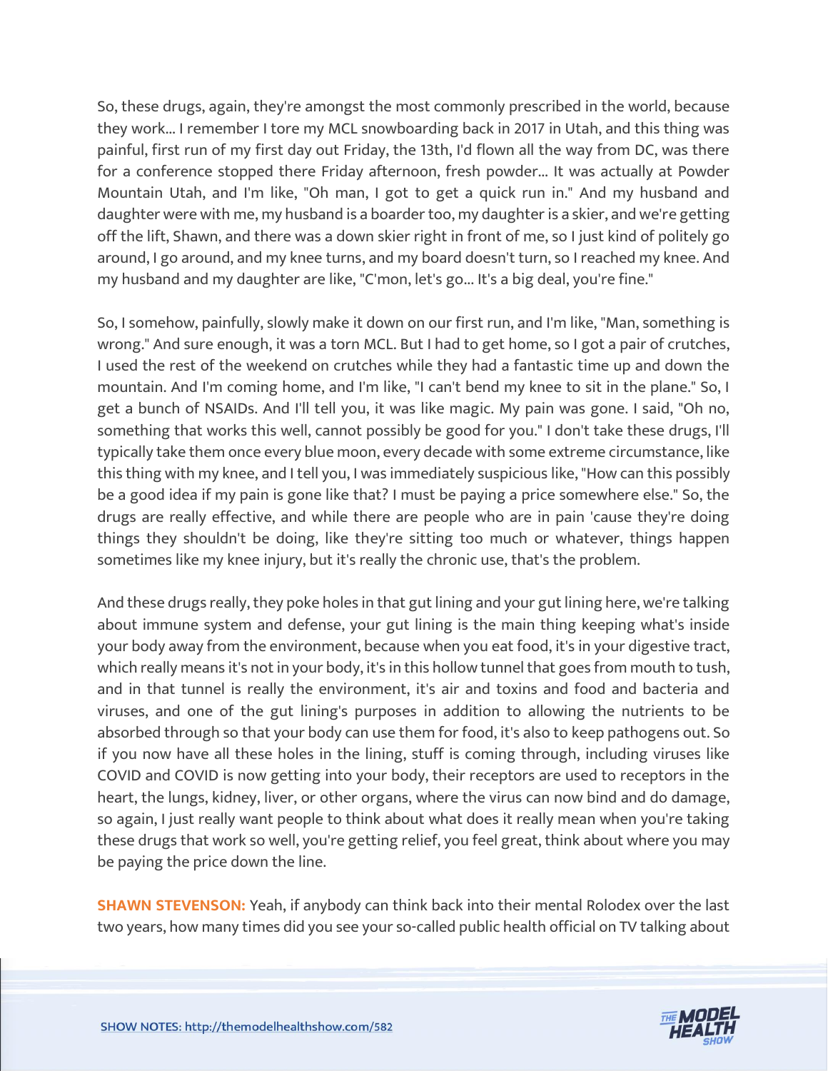So, these drugs, again, they're amongst the most commonly prescribed in the world, because they work... I remember I tore my MCL snowboarding back in 2017 in Utah, and this thing was painful, first run of my first day out Friday, the 13th, I'd flown all the way from DC, was there for a conference stopped there Friday afternoon, fresh powder... It was actually at Powder Mountain Utah, and I'm like, "Oh man, I got to get a quick run in." And my husband and daughter were with me, my husband is a boarder too, my daughter is a skier, and we're getting off the lift, Shawn, and there was a down skier right in front of me, so I just kind of politely go around, I go around, and my knee turns, and my board doesn't turn, so I reached my knee. And my husband and my daughter are like, "C'mon, let's go... It's a big deal, you're fine."

So, I somehow, painfully, slowly make it down on our first run, and I'm like, "Man, something is wrong." And sure enough, it was a torn MCL. But I had to get home, so I got a pair of crutches, I used the rest of the weekend on crutches while they had a fantastic time up and down the mountain. And I'm coming home, and I'm like, "I can't bend my knee to sit in the plane." So, I get a bunch of NSAIDs. And I'll tell you, it was like magic. My pain was gone. I said, "Oh no, something that works this well, cannot possibly be good for you." I don't take these drugs, I'll typically take them once every blue moon, every decade with some extreme circumstance, like this thing with my knee, and I tell you, I was immediately suspicious like, "How can this possibly be a good idea if my pain is gone like that? I must be paying a price somewhere else." So, the drugs are really effective, and while there are people who are in pain 'cause they're doing things they shouldn't be doing, like they're sitting too much or whatever, things happen sometimes like my knee injury, but it's really the chronic use, that's the problem.

And these drugs really, they poke holes in that gut lining and your gut lining here, we're talking about immune system and defense, your gut lining is the main thing keeping what's inside your body away from the environment, because when you eat food, it's in your digestive tract, which really means it's not in your body, it's in this hollow tunnel that goes from mouth to tush, and in that tunnel is really the environment, it's air and toxins and food and bacteria and viruses, and one of the gut lining's purposes in addition to allowing the nutrients to be absorbed through so that your body can use them for food, it's also to keep pathogens out. So if you now have all these holes in the lining, stuff is coming through, including viruses like COVID and COVID is now getting into your body, their receptors are used to receptors in the heart, the lungs, kidney, liver, or other organs, where the virus can now bind and do damage, so again, I just really want people to think about what does it really mean when you're taking these drugs that work so well, you're getting relief, you feel great, think about where you may be paying the price down the line.

**SHAWN STEVENSON:** Yeah, if anybody can think back into their mental Rolodex over the last two years, how many times did you see your so-called public health official on TV talking about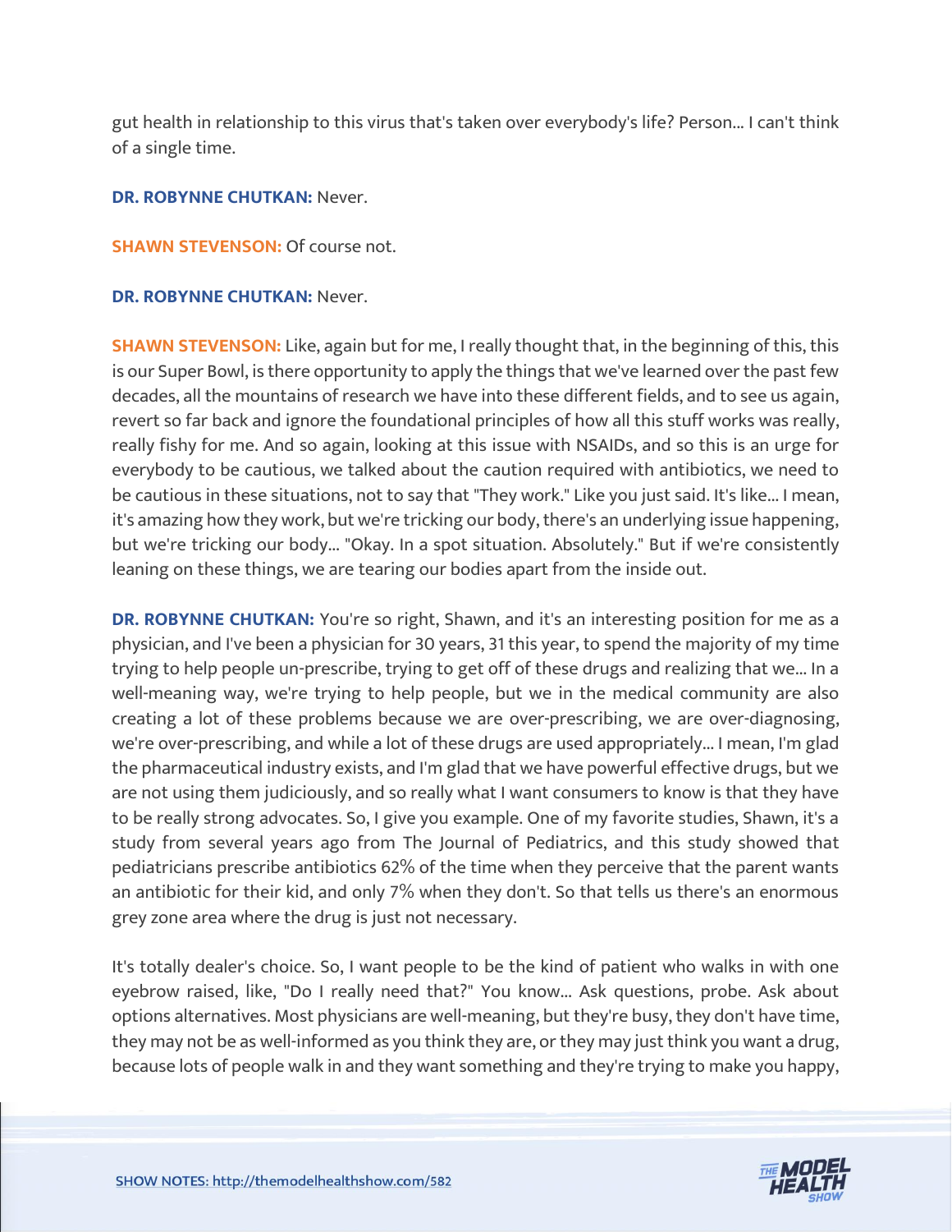gut health in relationship to this virus that's taken over everybody's life? Person... I can't think of a single time.

**DR. ROBYNNE CHUTKAN:** Never.

**SHAWN STEVENSON:** Of course not.

**DR. ROBYNNE CHUTKAN:** Never.

**SHAWN STEVENSON:** Like, again but for me, I really thought that, in the beginning of this, this is our Super Bowl, is there opportunity to apply the things that we've learned over the past few decades, all the mountains of research we have into these different fields, and to see us again, revert so far back and ignore the foundational principles of how all this stuff works was really, really fishy for me. And so again, looking at this issue with NSAIDs, and so this is an urge for everybody to be cautious, we talked about the caution required with antibiotics, we need to be cautious in these situations, not to say that "They work." Like you just said. It's like... I mean, it's amazing how they work, but we're tricking our body, there's an underlying issue happening, but we're tricking our body... "Okay. In a spot situation. Absolutely." But if we're consistently leaning on these things, we are tearing our bodies apart from the inside out.

**DR. ROBYNNE CHUTKAN:** You're so right, Shawn, and it's an interesting position for me as a physician, and I've been a physician for 30 years, 31 this year, to spend the majority of my time trying to help people un-prescribe, trying to get off of these drugs and realizing that we... In a well-meaning way, we're trying to help people, but we in the medical community are also creating a lot of these problems because we are over-prescribing, we are over-diagnosing, we're over-prescribing, and while a lot of these drugs are used appropriately... I mean, I'm glad the pharmaceutical industry exists, and I'm glad that we have powerful effective drugs, but we are not using them judiciously, and so really what I want consumers to know is that they have to be really strong advocates. So, I give you example. One of my favorite studies, Shawn, it's a study from several years ago from The Journal of Pediatrics, and this study showed that pediatricians prescribe antibiotics 62% of the time when they perceive that the parent wants an antibiotic for their kid, and only 7% when they don't. So that tells us there's an enormous grey zone area where the drug is just not necessary.

It's totally dealer's choice. So, I want people to be the kind of patient who walks in with one eyebrow raised, like, "Do I really need that?" You know... Ask questions, probe. Ask about options alternatives. Most physicians are well-meaning, but they're busy, they don't have time, they may not be as well-informed as you think they are, or they may just think you want a drug, because lots of people walk in and they want something and they're trying to make you happy,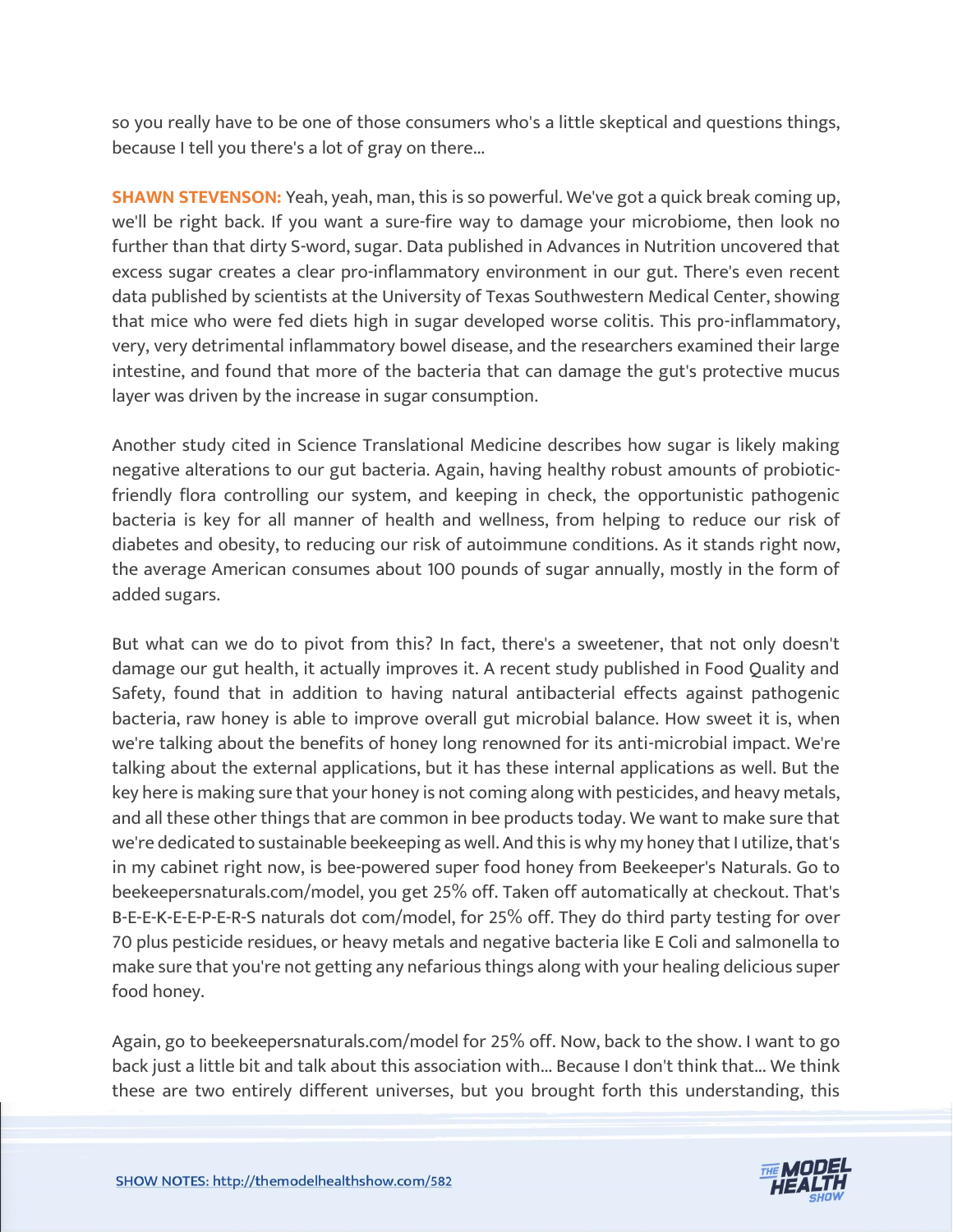so you really have to be one of those consumers who's a little skeptical and questions things, because I tell you there's a lot of gray on there...

**SHAWN STEVENSON:** Yeah, yeah, man, this is so powerful. We've got a quick break coming up, we'll be right back. If you want a sure-fire way to damage your microbiome, then look no further than that dirty S-word, sugar. Data published in Advances in Nutrition uncovered that excess sugar creates a clear pro-inflammatory environment in our gut. There's even recent data published by scientists at the University of Texas Southwestern Medical Center, showing that mice who were fed diets high in sugar developed worse colitis. This pro-inflammatory, very, very detrimental inflammatory bowel disease, and the researchers examined their large intestine, and found that more of the bacteria that can damage the gut's protective mucus layer was driven by the increase in sugar consumption.

Another study cited in Science Translational Medicine describes how sugar is likely making negative alterations to our gut bacteria. Again, having healthy robust amounts of probiotic-friendly flora controlling our system, and keeping in check, the opportunistic pathogenic bacteria is key for all manner of health and wellness, from helping to reduce our risk of diabetes and obesity, to reducing our risk of autoimmune conditions. As it stands right now, the average American consumes about 100 pounds of sugar annually, mostly in the form of added sugars.

But what can we do to pivot from this? In fact, there's a sweetener, that not only doesn't damage our gut health, it actually improves it. A recent study published in Food Quality and Safety, found that in addition to having natural antibacterial effects against pathogenic bacteria, raw honey is able to improve overall gut microbial balance. How sweet it is, when we're talking about the benefits of honey long renowned for its anti-microbial impact. We're talking about the external applications, but it has these internal applications as well. But the key here is making sure that your honey is not coming along with pesticides, and heavy metals, and all these other things that are common in bee products today. We want to make sure that we're dedicated to sustainable beekeeping as well. And this is why my honey that I utilize, that's in my cabinet right now, is bee-powered super food honey from Beekeeper's Naturals. Go to beekeepersnaturals.com/model, you get 25% off. Taken off automatically at checkout. That's B-E-E-K-E-E-P-E-R-S naturals dot com/model, for 25% off. They do third party testing for over 70 plus pesticide residues, or heavy metals and negative bacteria like E Coli and salmonella to make sure that you're not getting any nefarious things along with your healing delicious super food honey.

Again, go to beekeepersnaturals.com/model for 25% off. Now, back to the show. I want to go back just a little bit and talk about this association with... Because I don't think that... We think these are two entirely different universes, but you brought forth this understanding, this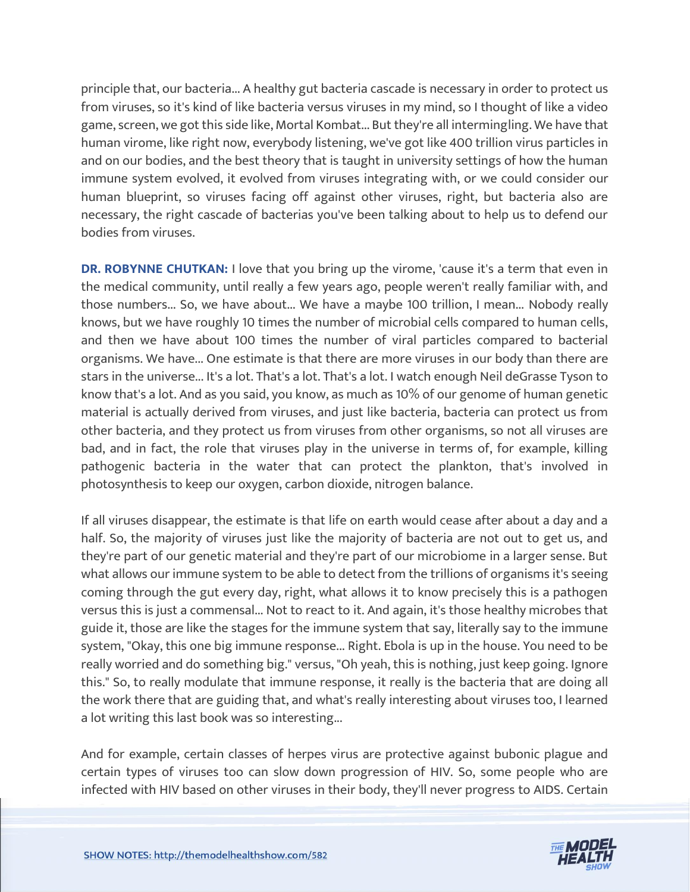principle that, our bacteria... A healthy gut bacteria cascade is necessary in order to protect us from viruses, so it's kind of like bacteria versus viruses in my mind, so I thought of like a video game, screen, we got this side like, Mortal Kombat... But they're all intermingling. We have that human virome, like right now, everybody listening, we've got like 400 trillion virus particles in and on our bodies, and the best theory that is taught in university settings of how the human immune system evolved, it evolved from viruses integrating with, or we could consider our human blueprint, so viruses facing off against other viruses, right, but bacteria also are necessary, the right cascade of bacterias you've been talking about to help us to defend our bodies from viruses.

**DR. ROBYNNE CHUTKAN:** I love that you bring up the virome, 'cause it's a term that even in the medical community, until really a few years ago, people weren't really familiar with, and those numbers... So, we have about... We have a maybe 100 trillion, I mean... Nobody really knows, but we have roughly 10 times the number of microbial cells compared to human cells, and then we have about 100 times the number of viral particles compared to bacterial organisms. We have... One estimate is that there are more viruses in our body than there are stars in the universe... It's a lot. That's a lot. That's a lot. I watch enough Neil deGrasse Tyson to know that's a lot. And as you said, you know, as much as 10% of our genome of human genetic material is actually derived from viruses, and just like bacteria, bacteria can protect us from other bacteria, and they protect us from viruses from other organisms, so not all viruses are bad, and in fact, the role that viruses play in the universe in terms of, for example, killing pathogenic bacteria in the water that can protect the plankton, that's involved in photosynthesis to keep our oxygen, carbon dioxide, nitrogen balance.

If all viruses disappear, the estimate is that life on earth would cease after about a day and a half. So, the majority of viruses just like the majority of bacteria are not out to get us, and they're part of our genetic material and they're part of our microbiome in a larger sense. But what allows our immune system to be able to detect from the trillions of organisms it's seeing coming through the gut every day, right, what allows it to know precisely this is a pathogen versus this is just a commensal... Not to react to it. And again, it's those healthy microbes that guide it, those are like the stages for the immune system that say, literally say to the immune system, "Okay, this one big immune response... Right. Ebola is up in the house. You need to be really worried and do something big." versus, "Oh yeah, this is nothing, just keep going. Ignore this." So, to really modulate that immune response, it really is the bacteria that are doing all the work there that are guiding that, and what's really interesting about viruses too, I learned a lot writing this last book was so interesting...

And for example, certain classes of herpes virus are protective against bubonic plague and certain types of viruses too can slow down progression of HIV. So, some people who are infected with HIV based on other viruses in their body, they'll never progress to AIDS. Certain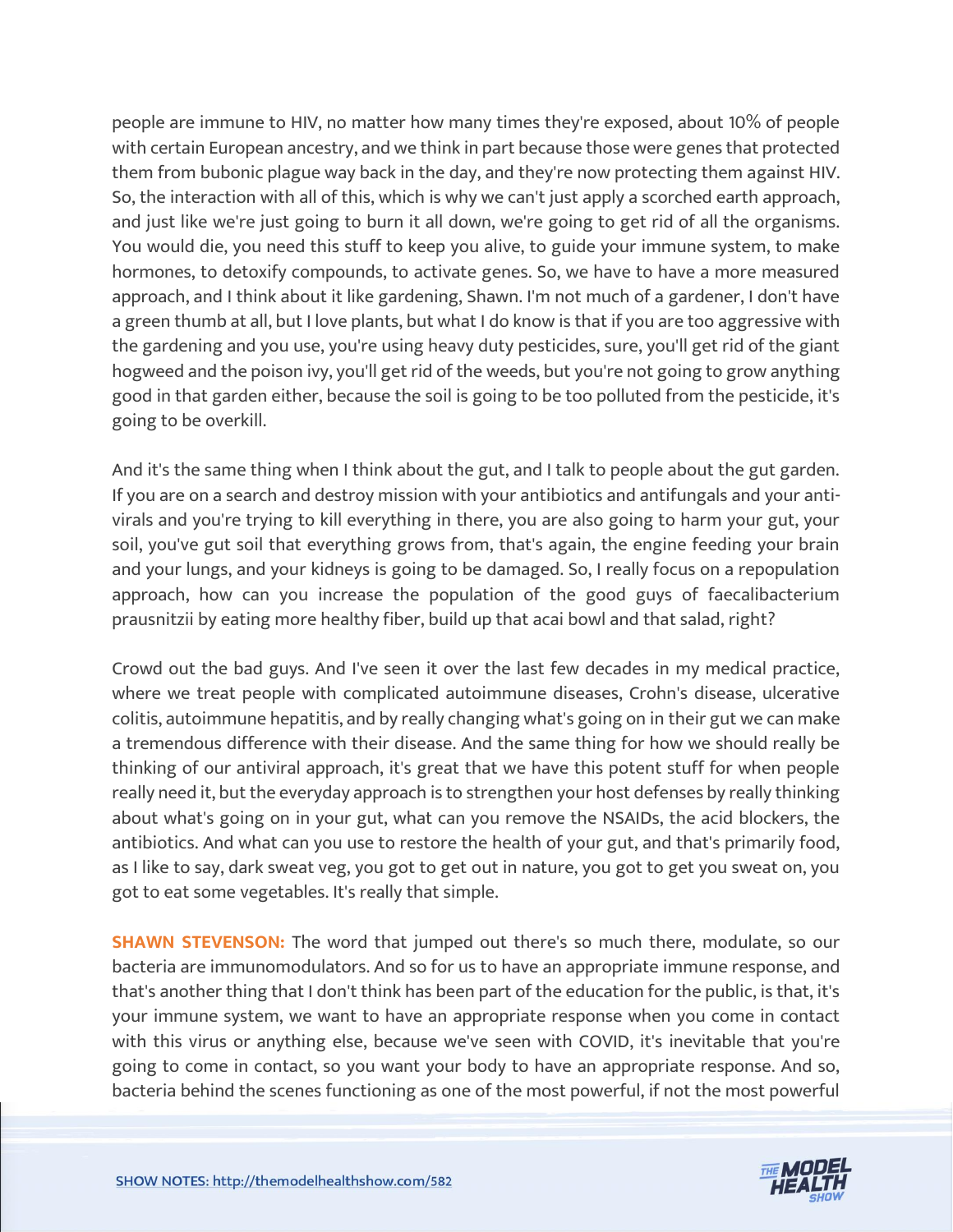people are immune to HIV, no matter how many times they're exposed, about 10% of people with certain European ancestry, and we think in part because those were genes that protected them from bubonic plague way back in the day, and they're now protecting them against HIV. So, the interaction with all of this, which is why we can't just apply a scorched earth approach, and just like we're just going to burn it all down, we're going to get rid of all the organisms. You would die, you need this stuff to keep you alive, to guide your immune system, to make hormones, to detoxify compounds, to activate genes. So, we have to have a more measured approach, and I think about it like gardening, Shawn. I'm not much of a gardener, I don't have a green thumb at all, but I love plants, but what I do know is that if you are too aggressive with the gardening and you use, you're using heavy duty pesticides, sure, you'll get rid of the giant hogweed and the poison ivy, you'll get rid of the weeds, but you're not going to grow anything good in that garden either, because the soil is going to be too polluted from the pesticide, it's going to be overkill.

And it's the same thing when I think about the gut, and I talk to people about the gut garden. If you are on a search and destroy mission with your antibiotics and antifungals and your anti-virals and you're trying to kill everything in there, you are also going to harm your gut, your soil, you've gut soil that everything grows from, that's again, the engine feeding your brain and your lungs, and your kidneys is going to be damaged. So, I really focus on a repopulation approach, how can you increase the population of the good guys of faecalibacterium prausnitzii by eating more healthy fiber, build up that acai bowl and that salad, right?

Crowd out the bad guys. And I've seen it over the last few decades in my medical practice, where we treat people with complicated autoimmune diseases, Crohn's disease, ulcerative colitis, autoimmune hepatitis, and by really changing what's going on in their gut we can make a tremendous difference with their disease. And the same thing for how we should really be thinking of our antiviral approach, it's great that we have this potent stuff for when people really need it, but the everyday approach is to strengthen your host defenses by really thinking about what's going on in your gut, what can you remove the NSAIDs, the acid blockers, the antibiotics. And what can you use to restore the health of your gut, and that's primarily food, as I like to say, dark sweat veg, you got to get out in nature, you got to get you sweat on, you got to eat some vegetables. It's really that simple.

**SHAWN STEVENSON:** The word that jumped out there's so much there, modulate, so our bacteria are immunomodulators. And so for us to have an appropriate immune response, and that's another thing that I don't think has been part of the education for the public, is that, it's your immune system, we want to have an appropriate response when you come in contact with this virus or anything else, because we've seen with COVID, it's inevitable that you're going to come in contact, so you want your body to have an appropriate response. And so, bacteria behind the scenes functioning as one of the most powerful, if not the most powerful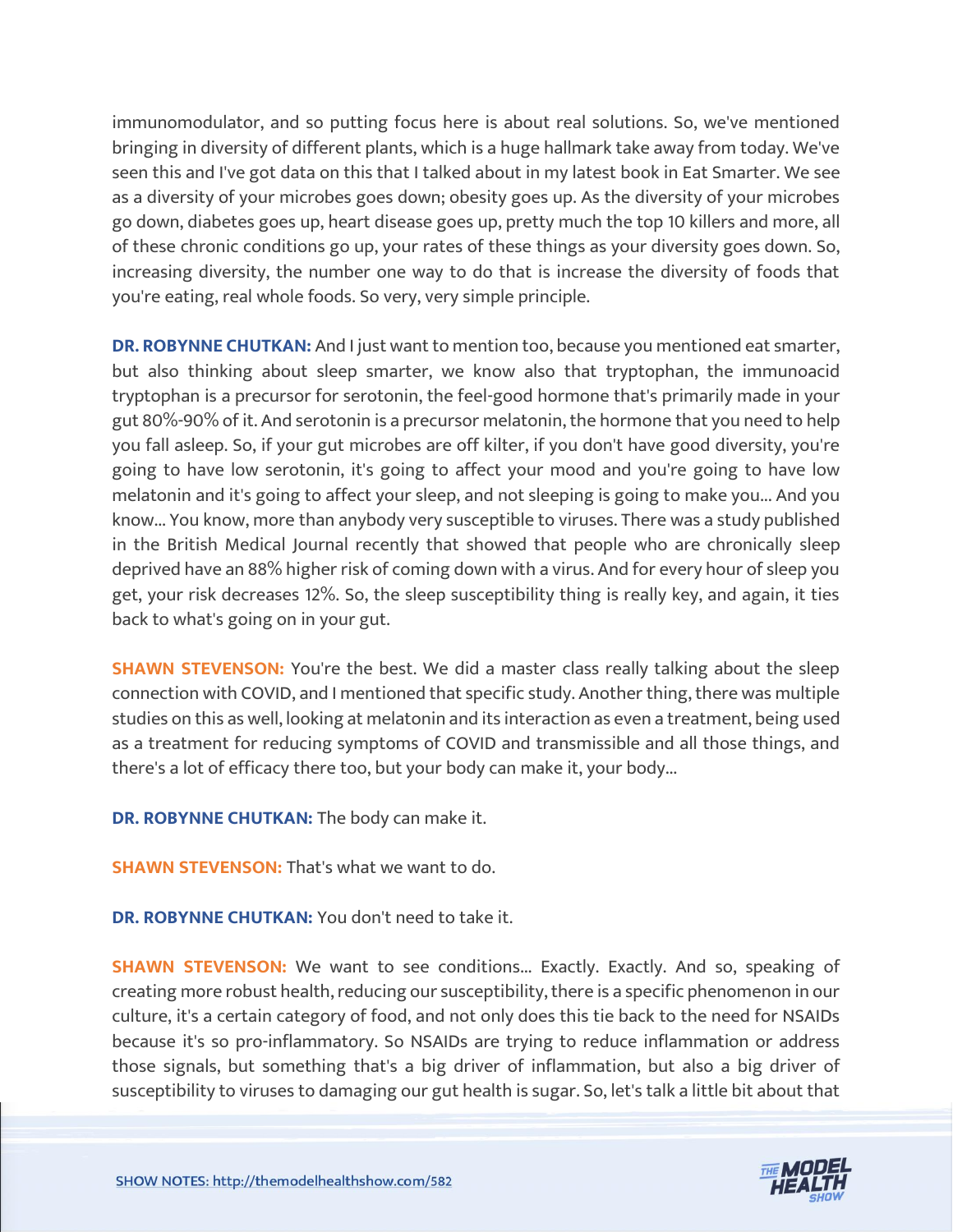immunomodulator, and so putting focus here is about real solutions. So, we've mentioned bringing in diversity of different plants, which is a huge hallmark take away from today. We've seen this and I've got data on this that I talked about in my latest book in Eat Smarter. We see as a diversity of your microbes goes down; obesity goes up. As the diversity of your microbes go down, diabetes goes up, heart disease goes up, pretty much the top 10 killers and more, all of these chronic conditions go up, your rates of these things as your diversity goes down. So, increasing diversity, the number one way to do that is increase the diversity of foods that you're eating, real whole foods. So very, very simple principle.

**DR. ROBYNNE CHUTKAN:** And I just want to mention too, because you mentioned eat smarter, but also thinking about sleep smarter, we know also that tryptophan, the immunoacid tryptophan is a precursor for serotonin, the feel-good hormone that's primarily made in your gut 80%-90% of it. And serotonin is a precursor melatonin, the hormone that you need to help you fall asleep. So, if your gut microbes are off kilter, if you don't have good diversity, you're going to have low serotonin, it's going to affect your mood and you're going to have low melatonin and it's going to affect your sleep, and not sleeping is going to make you... And you know... You know, more than anybody very susceptible to viruses. There was a study published in the British Medical Journal recently that showed that people who are chronically sleep deprived have an 88% higher risk of coming down with a virus. And for every hour of sleep you get, your risk decreases 12%. So, the sleep susceptibility thing is really key, and again, it ties back to what's going on in your gut.

**SHAWN STEVENSON:** You're the best. We did a master class really talking about the sleep connection with COVID, and I mentioned that specific study. Another thing, there was multiple studies on this as well, looking at melatonin and its interaction as even a treatment, being used as a treatment for reducing symptoms of COVID and transmissible and all those things, and there's a lot of efficacy there too, but your body can make it, your body...

**DR. ROBYNNE CHUTKAN:** The body can make it.

**SHAWN STEVENSON:** That's what we want to do.

**DR. ROBYNNE CHUTKAN:** You don't need to take it.

**SHAWN STEVENSON:** We want to see conditions... Exactly. Exactly. And so, speaking of creating more robust health, reducing our susceptibility, there is a specific phenomenon in our culture, it's a certain category of food, and not only does this tie back to the need for NSAIDs because it's so pro-inflammatory. So NSAIDs are trying to reduce inflammation or address those signals, but something that's a big driver of inflammation, but also a big driver of susceptibility to viruses to damaging our gut health is sugar. So, let's talk a little bit about that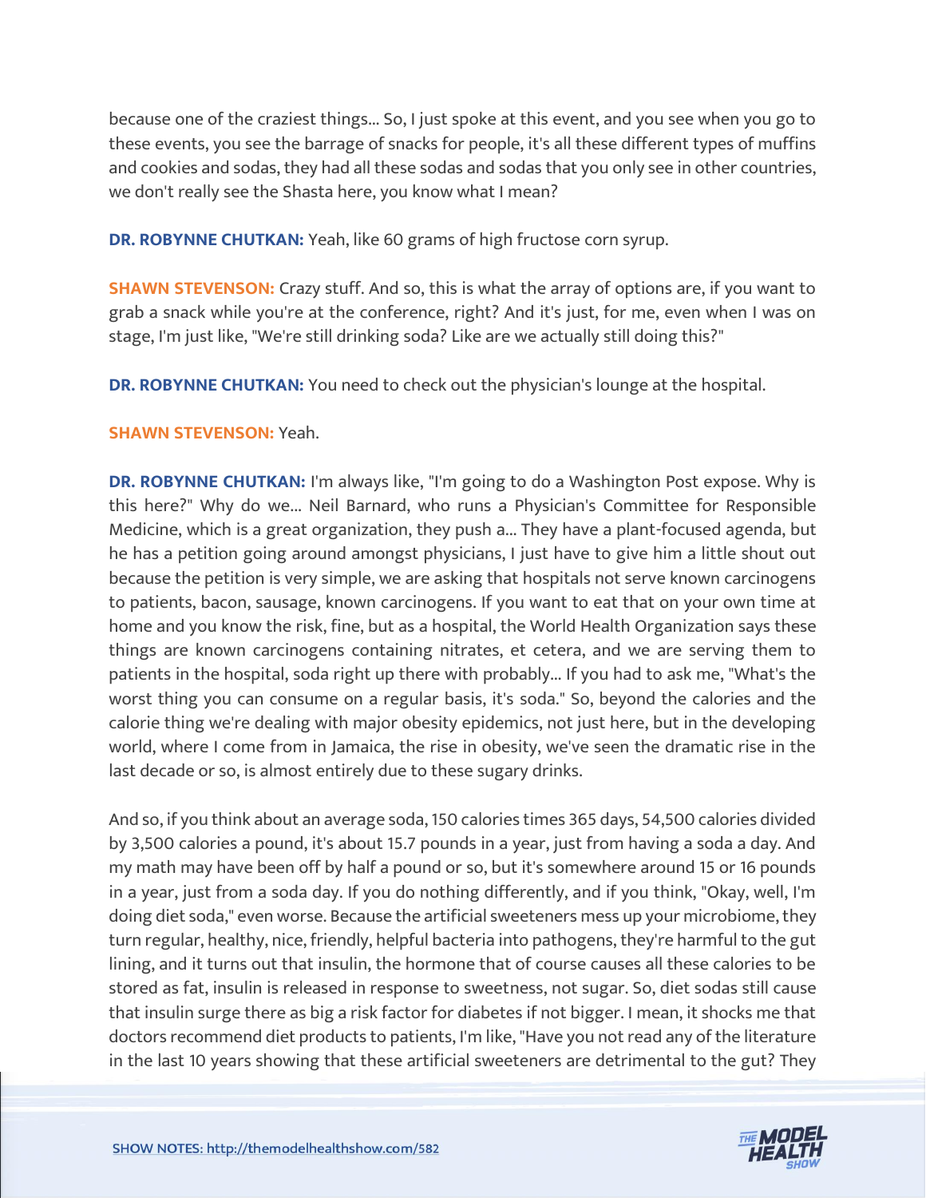because one of the craziest things... So, I just spoke at this event, and you see when you go to these events, you see the barrage of snacks for people, it's all these different types of muffins and cookies and sodas, they had all these sodas and sodas that you only see in other countries, we don't really see the Shasta here, you know what I mean?

**DR. ROBYNNE CHUTKAN:** Yeah, like 60 grams of high fructose corn syrup.

**SHAWN STEVENSON:** Crazy stuff. And so, this is what the array of options are, if you want to grab a snack while you're at the conference, right? And it's just, for me, even when I was on stage, I'm just like, "We're still drinking soda? Like are we actually still doing this?"

**DR. ROBYNNE CHUTKAN:** You need to check out the physician's lounge at the hospital.

**SHAWN STEVENSON:** Yeah.

**DR. ROBYNNE CHUTKAN:** I'm always like, "I'm going to do a Washington Post expose. Why is this here?" Why do we... Neil Barnard, who runs a Physician's Committee for Responsible Medicine, which is a great organization, they push a... They have a plant-focused agenda, but he has a petition going around amongst physicians, I just have to give him a little shout out because the petition is very simple, we are asking that hospitals not serve known carcinogens to patients, bacon, sausage, known carcinogens. If you want to eat that on your own time at home and you know the risk, fine, but as a hospital, the World Health Organization says these things are known carcinogens containing nitrates, et cetera, and we are serving them to patients in the hospital, soda right up there with probably... If you had to ask me, "What's the worst thing you can consume on a regular basis, it's soda." So, beyond the calories and the calorie thing we're dealing with major obesity epidemics, not just here, but in the developing world, where I come from in Jamaica, the rise in obesity, we've seen the dramatic rise in the last decade or so, is almost entirely due to these sugary drinks.

And so, if you think about an average soda, 150 calories times 365 days, 54,500 calories divided by 3,500 calories a pound, it's about 15.7 pounds in a year, just from having a soda a day. And my math may have been off by half a pound or so, but it's somewhere around 15 or 16 pounds in a year, just from a soda day. If you do nothing differently, and if you think, "Okay, well, I'm doing diet soda," even worse. Because the artificial sweeteners mess up your microbiome, they turn regular, healthy, nice, friendly, helpful bacteria into pathogens, they're harmful to the gut lining, and it turns out that insulin, the hormone that of course causes all these calories to be stored as fat, insulin is released in response to sweetness, not sugar. So, diet sodas still cause that insulin surge there as big a risk factor for diabetes if not bigger. I mean, it shocks me that doctors recommend diet products to patients, I'm like, "Have you not read any of the literature in the last 10 years showing that these artificial sweeteners are detrimental to the gut? They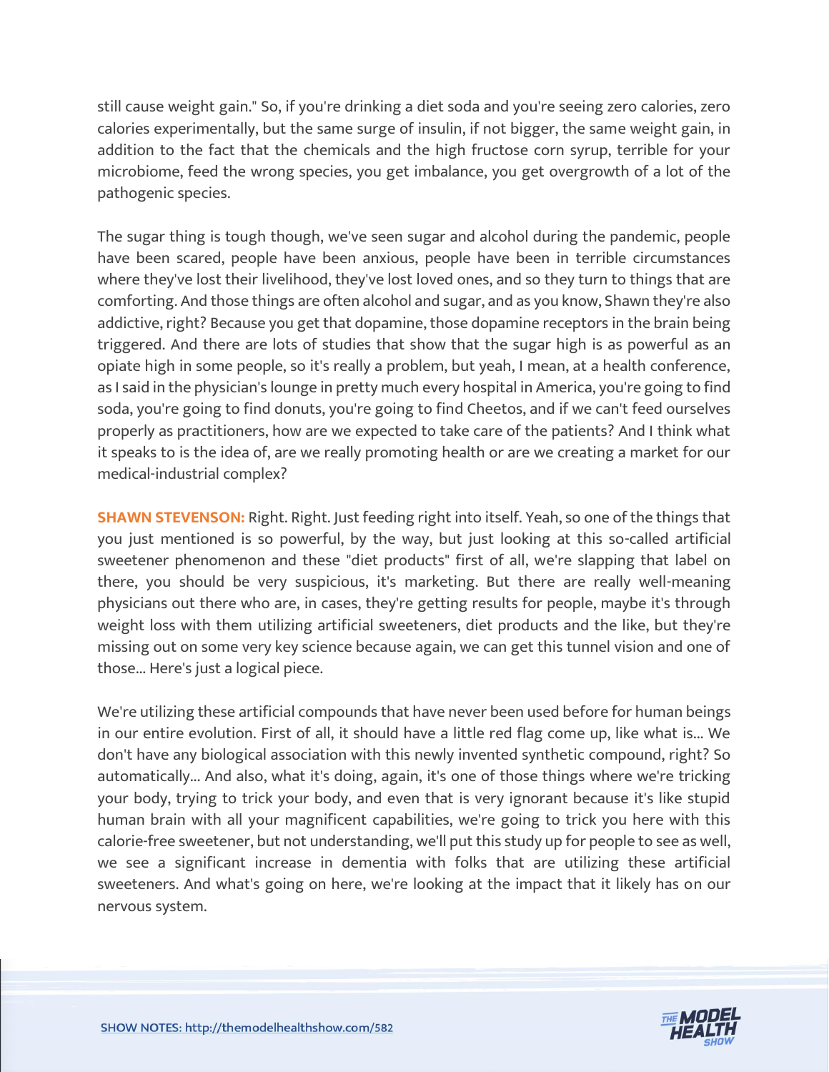still cause weight gain." So, if you're drinking a diet soda and you're seeing zero calories, zero calories experimentally, but the same surge of insulin, if not bigger, the same weight gain, in addition to the fact that the chemicals and the high fructose corn syrup, terrible for your microbiome, feed the wrong species, you get imbalance, you get overgrowth of a lot of the pathogenic species.

The sugar thing is tough though, we've seen sugar and alcohol during the pandemic, people have been scared, people have been anxious, people have been in terrible circumstances where they've lost their livelihood, they've lost loved ones, and so they turn to things that are comforting. And those things are often alcohol and sugar, and as you know, Shawn they're also addictive, right? Because you get that dopamine, those dopamine receptors in the brain being triggered. And there are lots of studies that show that the sugar high is as powerful as an opiate high in some people, so it's really a problem, but yeah, I mean, at a health conference, as I said in the physician's lounge in pretty much every hospital in America, you're going to find soda, you're going to find donuts, you're going to find Cheetos, and if we can't feed ourselves properly as practitioners, how are we expected to take care of the patients? And I think what it speaks to is the idea of, are we really promoting health or are we creating a market for our medical-industrial complex?

**SHAWN STEVENSON:** Right. Right. Just feeding right into itself. Yeah, so one of the things that you just mentioned is so powerful, by the way, but just looking at this so-called artificial sweetener phenomenon and these "diet products" first of all, we're slapping that label on there, you should be very suspicious, it's marketing. But there are really well-meaning physicians out there who are, in cases, they're getting results for people, maybe it's through weight loss with them utilizing artificial sweeteners, diet products and the like, but they're missing out on some very key science because again, we can get this tunnel vision and one of those... Here's just a logical piece.

We're utilizing these artificial compounds that have never been used before for human beings in our entire evolution. First of all, it should have a little red flag come up, like what is... We don't have any biological association with this newly invented synthetic compound, right? So automatically... And also, what it's doing, again, it's one of those things where we're tricking your body, trying to trick your body, and even that is very ignorant because it's like stupid human brain with all your magnificent capabilities, we're going to trick you here with this calorie-free sweetener, but not understanding, we'll put this study up for people to see as well, we see a significant increase in dementia with folks that are utilizing these artificial sweeteners. And what's going on here, we're looking at the impact that it likely has on our nervous system.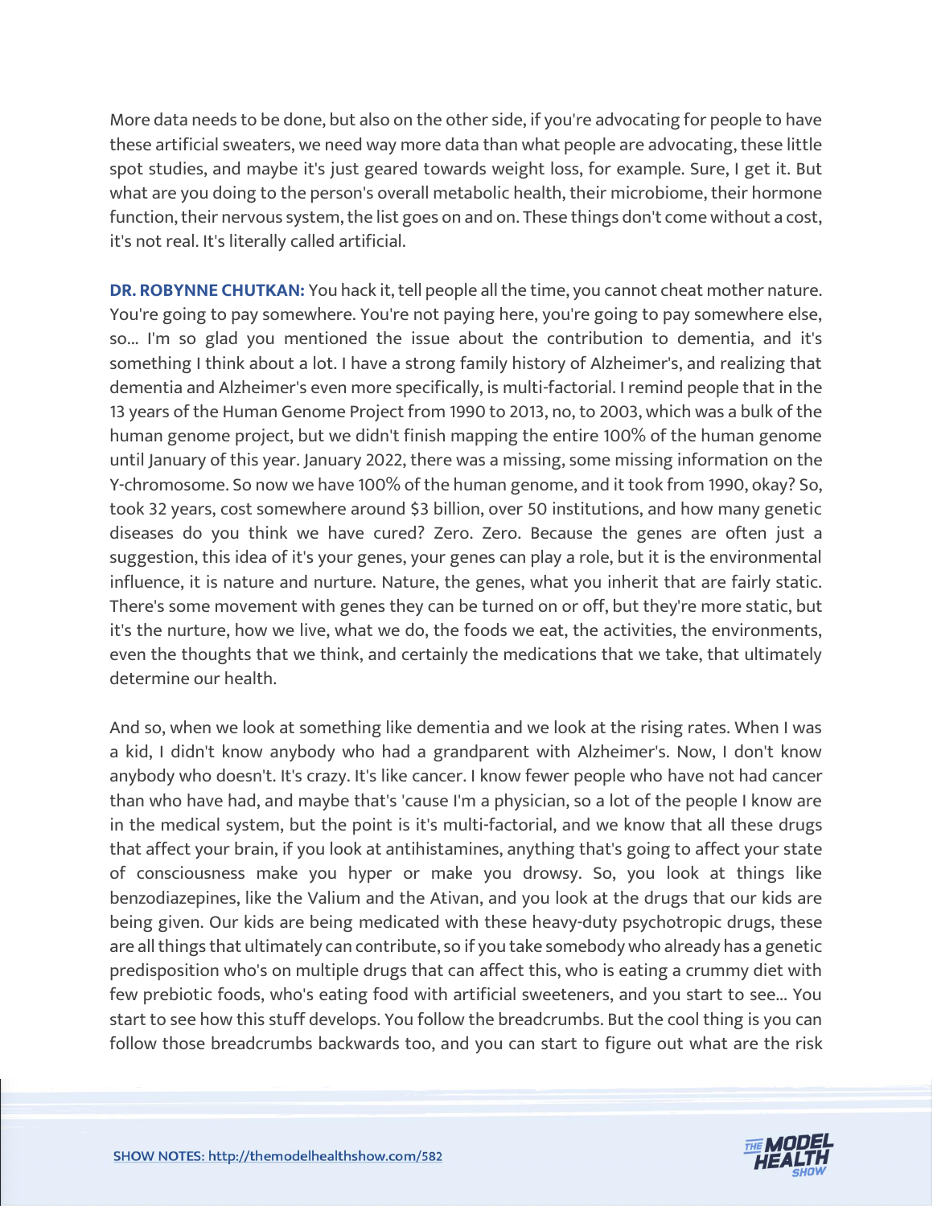More data needs to be done, but also on the other side, if you're advocating for people to have these artificial sweaters, we need way more data than what people are advocating, these little spot studies, and maybe it's just geared towards weight loss, for example. Sure, I get it. But what are you doing to the person's overall metabolic health, their microbiome, their hormone function, their nervous system, the list goes on and on. These things don't come without a cost, it's not real. It's literally called artificial.

**DR. ROBYNNE CHUTKAN:** You hack it, tell people all the time, you cannot cheat mother nature. You're going to pay somewhere. You're not paying here, you're going to pay somewhere else, so... I'm so glad you mentioned the issue about the contribution to dementia, and it's something I think about a lot. I have a strong family history of Alzheimer's, and realizing that dementia and Alzheimer's even more specifically, is multi-factorial. I remind people that in the 13 years of the Human Genome Project from 1990 to 2013, no, to 2003, which was a bulk of the human genome project, but we didn't finish mapping the entire 100% of the human genome until January of this year. January 2022, there was a missing, some missing information on the Y-chromosome. So now we have 100% of the human genome, and it took from 1990, okay? So, took 32 years, cost somewhere around $3 billion, over 50 institutions, and how many genetic diseases do you think we have cured? Zero. Zero. Because the genes are often just a suggestion, this idea of it's your genes, your genes can play a role, but it is the environmental influence, it is nature and nurture. Nature, the genes, what you inherit that are fairly static. There's some movement with genes they can be turned on or off, but they're more static, but it's the nurture, how we live, what we do, the foods we eat, the activities, the environments, even the thoughts that we think, and certainly the medications that we take, that ultimately determine our health.

And so, when we look at something like dementia and we look at the rising rates. When I was a kid, I didn't know anybody who had a grandparent with Alzheimer's. Now, I don't know anybody who doesn't. It's crazy. It's like cancer. I know fewer people who have not had cancer than who have had, and maybe that's 'cause I'm a physician, so a lot of the people I know are in the medical system, but the point is it's multi-factorial, and we know that all these drugs that affect your brain, if you look at antihistamines, anything that's going to affect your state of consciousness make you hyper or make you drowsy. So, you look at things like benzodiazepines, like the Valium and the Ativan, and you look at the drugs that our kids are being given. Our kids are being medicated with these heavy-duty psychotropic drugs, these are all things that ultimately can contribute, so if you take somebody who already has a genetic predisposition who's on multiple drugs that can affect this, who is eating a crummy diet with few prebiotic foods, who's eating food with artificial sweeteners, and you start to see... You start to see how this stuff develops. You follow the breadcrumbs. But the cool thing is you can follow those breadcrumbs backwards too, and you can start to figure out what are the risk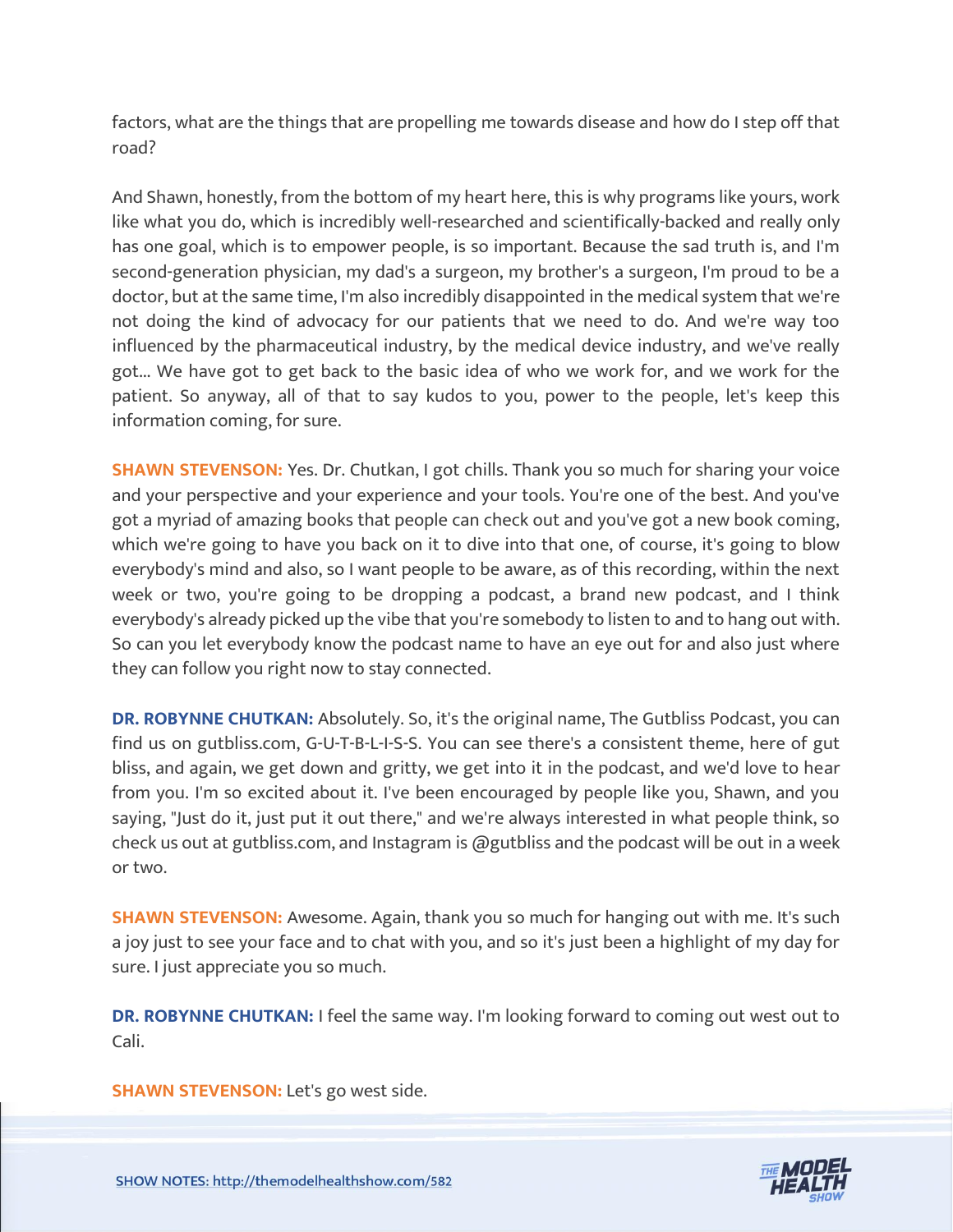factors, what are the things that are propelling me towards disease and how do I step off that road?

And Shawn, honestly, from the bottom of my heart here, this is why programs like yours, work like what you do, which is incredibly well-researched and scientifically-backed and really only has one goal, which is to empower people, is so important. Because the sad truth is, and I'm second-generation physician, my dad's a surgeon, my brother's a surgeon, I'm proud to be a doctor, but at the same time, I'm also incredibly disappointed in the medical system that we're not doing the kind of advocacy for our patients that we need to do. And we're way too influenced by the pharmaceutical industry, by the medical device industry, and we've really got... We have got to get back to the basic idea of who we work for, and we work for the patient. So anyway, all of that to say kudos to you, power to the people, let's keep this information coming, for sure.

**SHAWN STEVENSON:** Yes. Dr. Chutkan, I got chills. Thank you so much for sharing your voice and your perspective and your experience and your tools. You're one of the best. And you've got a myriad of amazing books that people can check out and you've got a new book coming, which we're going to have you back on it to dive into that one, of course, it's going to blow everybody's mind and also, so I want people to be aware, as of this recording, within the next week or two, you're going to be dropping a podcast, a brand new podcast, and I think everybody's already picked up the vibe that you're somebody to listen to and to hang out with. So can you let everybody know the podcast name to have an eye out for and also just where they can follow you right now to stay connected.

**DR. ROBYNNE CHUTKAN:** Absolutely. So, it's the original name, The Gutbliss Podcast, you can find us on gutbliss.com, G-U-T-B-L-I-S-S. You can see there's a consistent theme, here of gut bliss, and again, we get down and gritty, we get into it in the podcast, and we'd love to hear from you. I'm so excited about it. I've been encouraged by people like you, Shawn, and you saying, "Just do it, just put it out there," and we're always interested in what people think, so check us out at gutbliss.com, and Instagram is @gutbliss and the podcast will be out in a week or two.

**SHAWN STEVENSON:** Awesome. Again, thank you so much for hanging out with me. It's such a joy just to see your face and to chat with you, and so it's just been a highlight of my day for sure. I just appreciate you so much.

**DR. ROBYNNE CHUTKAN:** I feel the same way. I'm looking forward to coming out west out to Cali.

**SHAWN STEVENSON:** Let's go west side.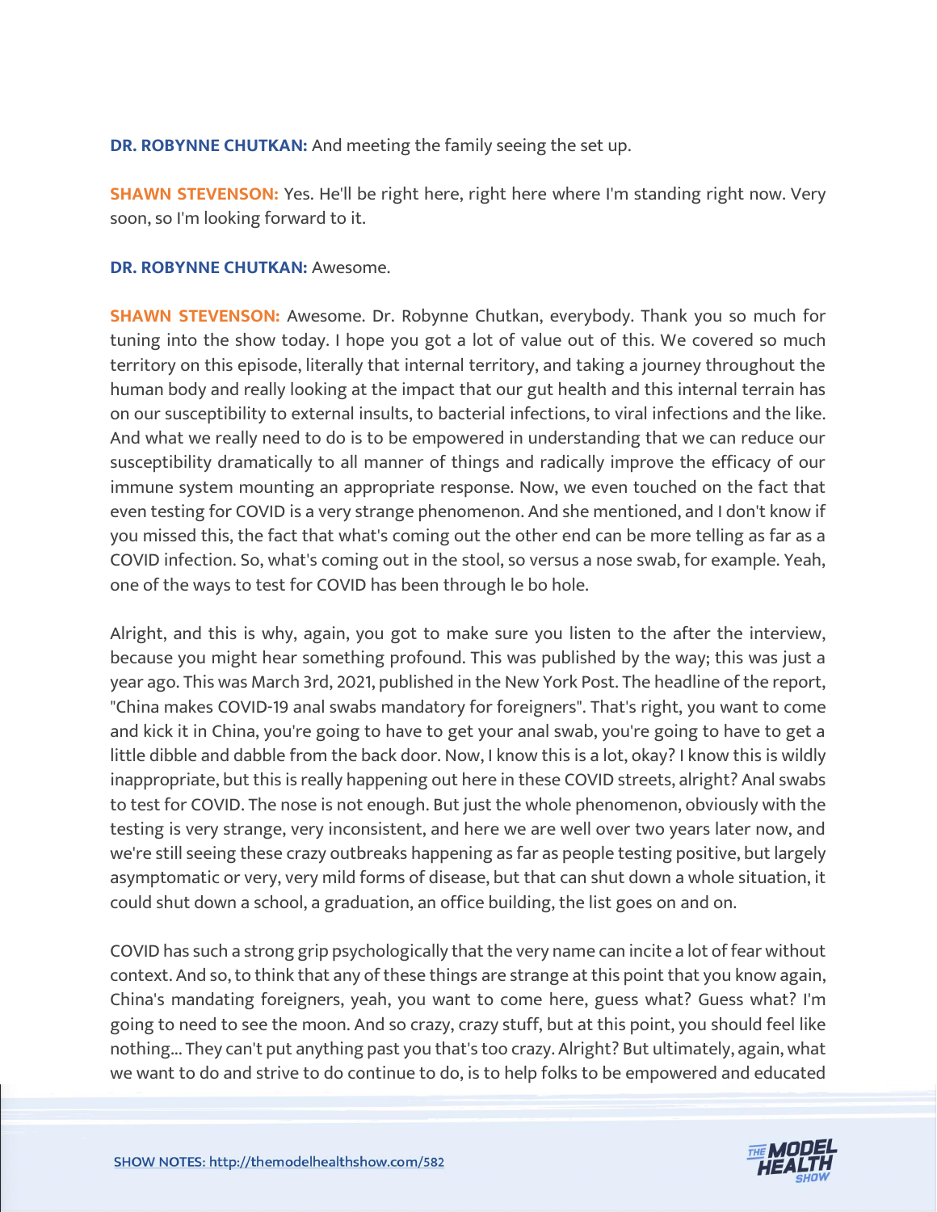**DR. ROBYNNE CHUTKAN:** And meeting the family seeing the set up.

**SHAWN STEVENSON:** Yes. He'll be right here, right here where I'm standing right now. Very soon, so I'm looking forward to it.

**DR. ROBYNNE CHUTKAN:** Awesome.

**SHAWN STEVENSON:** Awesome. Dr. Robynne Chutkan, everybody. Thank you so much for tuning into the show today. I hope you got a lot of value out of this. We covered so much territory on this episode, literally that internal territory, and taking a journey throughout the human body and really looking at the impact that our gut health and this internal terrain has on our susceptibility to external insults, to bacterial infections, to viral infections and the like. And what we really need to do is to be empowered in understanding that we can reduce our susceptibility dramatically to all manner of things and radically improve the efficacy of our immune system mounting an appropriate response. Now, we even touched on the fact that even testing for COVID is a very strange phenomenon. And she mentioned, and I don't know if you missed this, the fact that what's coming out the other end can be more telling as far as a COVID infection. So, what's coming out in the stool, so versus a nose swab, for example. Yeah, one of the ways to test for COVID has been through le bo hole.

Alright, and this is why, again, you got to make sure you listen to the after the interview, because you might hear something profound. This was published by the way; this was just a year ago. This was March 3rd, 2021, published in the New York Post. The headline of the report, "China makes COVID-19 anal swabs mandatory for foreigners". That's right, you want to come and kick it in China, you're going to have to get your anal swab, you're going to have to get a little dibble and dabble from the back door. Now, I know this is a lot, okay? I know this is wildly inappropriate, but this is really happening out here in these COVID streets, alright? Anal swabs to test for COVID. The nose is not enough. But just the whole phenomenon, obviously with the testing is very strange, very inconsistent, and here we are well over two years later now, and we're still seeing these crazy outbreaks happening as far as people testing positive, but largely asymptomatic or very, very mild forms of disease, but that can shut down a whole situation, it could shut down a school, a graduation, an office building, the list goes on and on.

COVID has such a strong grip psychologically that the very name can incite a lot of fear without context. And so, to think that any of these things are strange at this point that you know again, China's mandating foreigners, yeah, you want to come here, guess what? Guess what? I'm going to need to see the moon. And so crazy, crazy stuff, but at this point, you should feel like nothing... They can't put anything past you that's too crazy. Alright? But ultimately, again, what we want to do and strive to do continue to do, is to help folks to be empowered and educated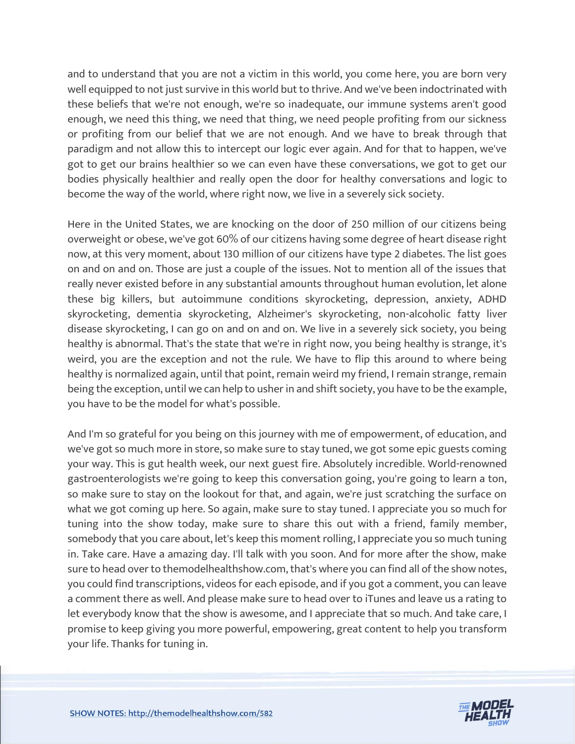and to understand that you are not a victim in this world, you come here, you are born very well equipped to not just survive in this world but to thrive. And we've been indoctrinated with these beliefs that we're not enough, we're so inadequate, our immune systems aren't good enough, we need this thing, we need that thing, we need people profiting from our sickness or profiting from our belief that we are not enough. And we have to break through that paradigm and not allow this to intercept our logic ever again. And for that to happen, we've got to get our brains healthier so we can even have these conversations, we got to get our bodies physically healthier and really open the door for healthy conversations and logic to become the way of the world, where right now, we live in a severely sick society.

Here in the United States, we are knocking on the door of 250 million of our citizens being overweight or obese, we've got 60% of our citizens having some degree of heart disease right now, at this very moment, about 130 million of our citizens have type 2 diabetes. The list goes on and on and on. Those are just a couple of the issues. Not to mention all of the issues that really never existed before in any substantial amounts throughout human evolution, let alone these big killers, but autoimmune conditions skyrocketing, depression, anxiety, ADHD skyrocketing, dementia skyrocketing, Alzheimer's skyrocketing, non-alcoholic fatty liver disease skyrocketing, I can go on and on and on. We live in a severely sick society, you being healthy is abnormal. That's the state that we're in right now, you being healthy is strange, it's weird, you are the exception and not the rule. We have to flip this around to where being healthy is normalized again, until that point, remain weird my friend, I remain strange, remain being the exception, until we can help to usher in and shift society, you have to be the example, you have to be the model for what's possible.

And I'm so grateful for you being on this journey with me of empowerment, of education, and we've got so much more in store, so make sure to stay tuned, we got some epic guests coming your way. This is gut health week, our next guest fire. Absolutely incredible. World-renowned gastroenterologists we're going to keep this conversation going, you're going to learn a ton, so make sure to stay on the lookout for that, and again, we're just scratching the surface on what we got coming up here. So again, make sure to stay tuned. I appreciate you so much for tuning into the show today, make sure to share this out with a friend, family member, somebody that you care about, let's keep this moment rolling, I appreciate you so much tuning in. Take care. Have a amazing day. I'll talk with you soon. And for more after the show, make sure to head over to themodelhealthshow.com, that's where you can find all of the show notes, you could find transcriptions, videos for each episode, and if you got a comment, you can leave a comment there as well. And please make sure to head over to iTunes and leave us a rating to let everybody know that the show is awesome, and I appreciate that so much. And take care, I promise to keep giving you more powerful, empowering, great content to help you transform your life. Thanks for tuning in.